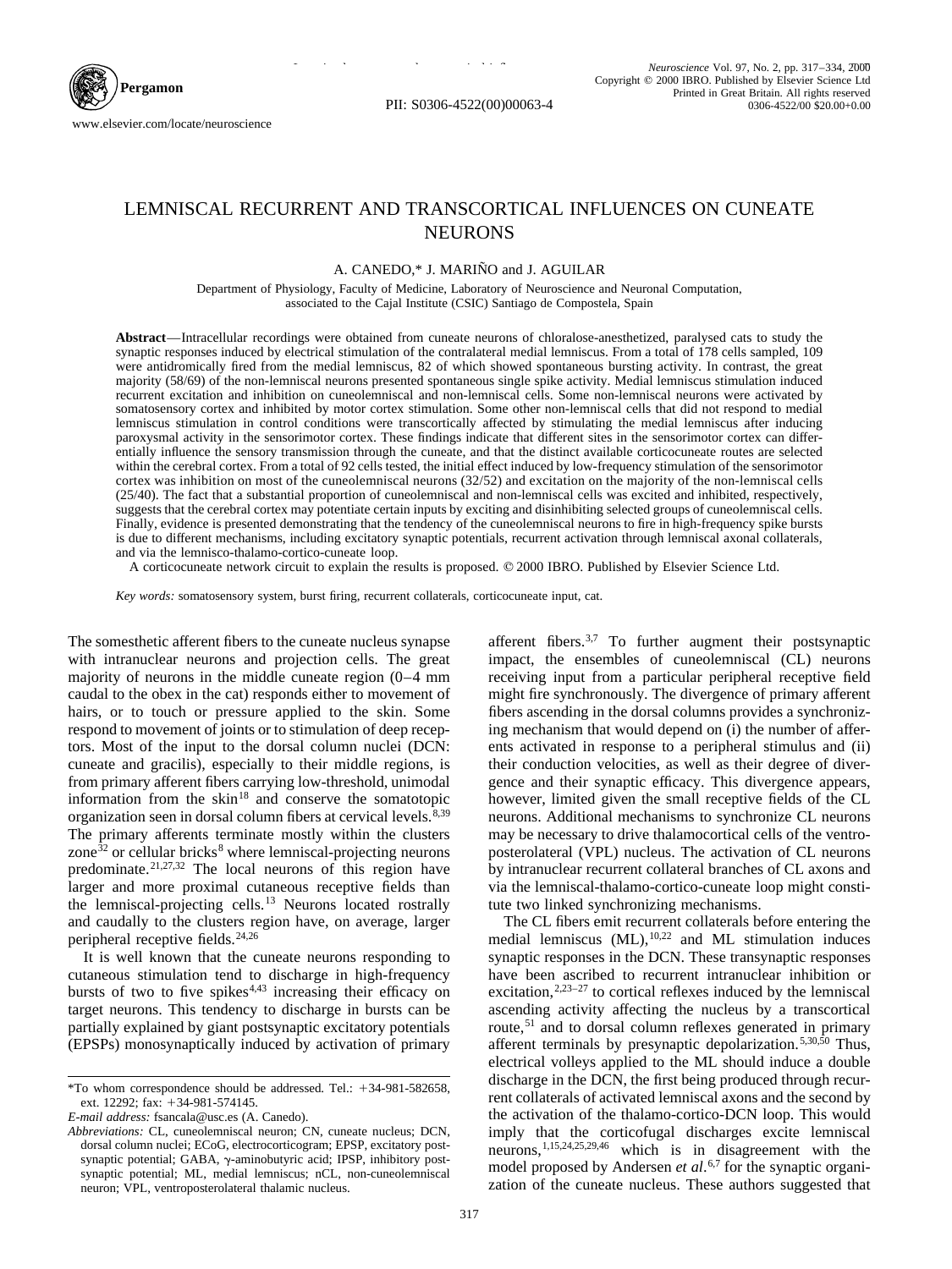# LEMNISCAL RECURRENT AND TRANSCORTICAL INFLUENCES ON CUNEATE NEURONS

A. CANEDO,* J. MARIÑO and J. AGUILAR

Department of Physiology, Faculty of Medicine, Laboratory of Neuroscience and Neuronal Computation, associated to the Cajal Institute (CSIC) Santiago de Compostela, Spain

**Abstract**—Intracellular recordings were obtained from cuneate neurons of chloralose-anesthetized, paralysed cats to study the synaptic responses induced by electrical stimulation of the contralateral medial lemniscus. From a total of 178 cells sampled, 109 were antidromically fired from the medial lemniscus, 82 of which showed spontaneous bursting activity. In contrast, the great majority (58/69) of the non-lemniscal neurons presented spontaneous single spike activity. Medial lemniscus stimulation induced recurrent excitation and inhibition on cuneolemniscal and non-lemniscal cells. Some non-lemniscal neurons were activated by somatosensory cortex and inhibited by motor cortex stimulation. Some other non-lemniscal cells that did not respond to medial lemniscus stimulation in control conditions were transcortically affected by stimulating the medial lemniscus after inducing paroxysmal activity in the sensorimotor cortex. These findings indicate that different sites in the sensorimotor cortex can differentially influence the sensory transmission through the cuneate, and that the distinct available corticocuneate routes are selected within the cerebral cortex. From a total of 92 cells tested, the initial effect induced by low-frequency stimulation of the sensorimotor cortex was inhibition on most of the cuneolemniscal neurons (32/52) and excitation on the majority of the non-lemniscal cells (25/40). The fact that a substantial proportion of cuneolemniscal and non-lemniscal cells was excited and inhibited, respectively, suggests that the cerebral cortex may potentiate certain inputs by exciting and disinhibiting selected groups of cuneolemniscal cells. Finally, evidence is presented demonstrating that the tendency of the cuneolemniscal neurons to fire in high-frequency spike bursts is due to different mechanisms, including excitatory synaptic potentials, recurrent activation through lemniscal axonal collaterals, and via the lemnisco-thalamo-cortico-cuneate loop.

A corticocuneate network circuit to explain the results is proposed. © 2000 IBRO. Published by Elsevier Science Ltd.

*Key words:* somatosensory system, burst firing, recurrent collaterals, corticocuneate input, cat.

The somesthetic afferent fibers to the cuneate nucleus synapse with intranuclear neurons and projection cells. The great majority of neurons in the middle cuneate region (0–4 mm caudal to the obex in the cat) responds either to movement of hairs, or to touch or pressure applied to the skin. Some respond to movement of joints or to stimulation of deep receptors. Most of the input to the dorsal column nuclei (DCN: cuneate and gracilis), especially to their middle regions, is from primary afferent fibers carrying low-threshold, unimodal information from the skin[18] and conserve the somatotopic organization seen in dorsal column fibers at cervical levels.[8,39] The primary afferents terminate mostly within the clusters zone[32] or cellular bricks[8] where lemniscal-projecting neurons predominate.[21,27,32] The local neurons of this region have larger and more proximal cutaneous receptive fields than the lemniscal-projecting cells.[13] Neurons located rostrally and caudally to the clusters region have, on average, larger peripheral receptive fields.[24,26]

It is well known that the cuneate neurons responding to cutaneous stimulation tend to discharge in high-frequency bursts of two to five spikes[4,43] increasing their efficacy on target neurons. This tendency to discharge in bursts can be partially explained by giant postsynaptic excitatory potentials (EPSPs) monosynaptically induced by activation of primary afferent fibers.[3,7] To further augment their postsynaptic impact, the ensembles of cuneolemniscal (CL) neurons receiving input from a particular peripheral receptive field might fire synchronously. The divergence of primary afferent fibers ascending in the dorsal columns provides a synchronizing mechanism that would depend on (i) the number of afferents activated in response to a peripheral stimulus and (ii) their conduction velocities, as well as their degree of divergence and their synaptic efficacy. This divergence appears, however, limited given the small receptive fields of the CL neurons. Additional mechanisms to synchronize CL neurons may be necessary to drive thalamocortical cells of the ventroposterolateral (VPL) nucleus. The activation of CL neurons by intranuclear recurrent collateral branches of CL axons and via the lemniscal-thalamo-cortico-cuneate loop might constitute two linked synchronizing mechanisms.

The CL fibers emit recurrent collaterals before entering the medial lemniscus (ML),[10,22] and ML stimulation induces synaptic responses in the DCN. These transynaptic responses have been ascribed to recurrent intranuclear inhibition or excitation,[2,23–27] to cortical reflexes induced by the lemniscal ascending activity affecting the nucleus by a transcortical route,[51] and to dorsal column reflexes generated in primary afferent terminals by presynaptic depolarization.[5,30,50] Thus, electrical volleys applied to the ML should induce a double discharge in the DCN, the first being produced through recurrent collaterals of activated lemniscal axons and the second by the activation of the thalamo-cortico-DCN loop. This would imply that the corticofugal discharges excite lemniscal neurons,[1,15,24,25,29,46] which is in disagreement with the model proposed by Andersen *et al*.[6,7] for the synaptic organization of the cuneate nucleus. These authors suggested that

*To whom correspondence should be addressed. Tel.: +34-981-582658, ext. 12292; fax: +34-981-574145.
*E-mail address:* fsancala@usc.es (A. Canedo).
*Abbreviations:* CL, cuneolemniscal neuron; CN, cuneate nucleus; DCN, dorsal column nuclei; ECoG, electrocorticogram; EPSP, excitatory postsynaptic potential; GABA, γ-aminobutyric acid; IPSP, inhibitory postsynaptic potential; ML, medial lemniscus; nCL, non-cuneolemniscal neuron; VPL, ventroposterolateral thalamic nucleus.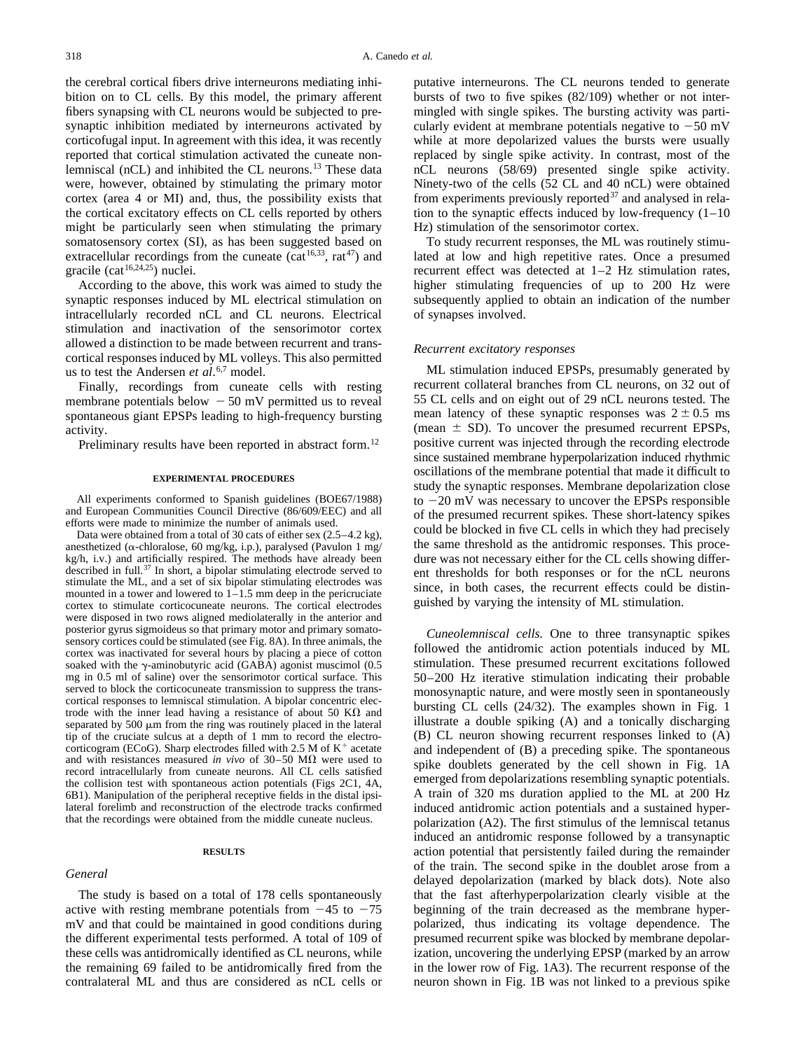the cerebral cortical fibers drive interneurons mediating inhibition on to CL cells. By this model, the primary afferent fibers synapsing with CL neurons would be subjected to presynaptic inhibition mediated by interneurons activated by corticofugal input. In agreement with this idea, it was recently reported that cortical stimulation activated the cuneate nonlemniscal (nCL) and inhibited the CL neurons.[13] These data were, however, obtained by stimulating the primary motor cortex (area 4 or MI) and, thus, the possibility exists that the cortical excitatory effects on CL cells reported by others might be particularly seen when stimulating the primary somatosensory cortex (SI), as has been suggested based on extracellular recordings from the cuneate (cat[16,33], rat[47]) and gracile (cat[16,24,25]) nuclei.

According to the above, this work was aimed to study the synaptic responses induced by ML electrical stimulation on intracellularly recorded nCL and CL neurons. Electrical stimulation and inactivation of the sensorimotor cortex allowed a distinction to be made between recurrent and transcortical responses induced by ML volleys. This also permitted us to test the Andersen *et al.*[6,7] model.

Finally, recordings from cuneate cells with resting membrane potentials below $-50$ mV permitted us to reveal spontaneous giant EPSPs leading to high-frequency bursting activity.

Preliminary results have been reported in abstract form.[12]

## EXPERIMENTAL PROCEDURES

All experiments conformed to Spanish guidelines (BOE67/1988) and European Communities Council Directive (86/609/EEC) and all efforts were made to minimize the number of animals used.

Data were obtained from a total of 30 cats of either sex (2.5–4.2 kg), anesthetized ($\alpha$-chloralose, 60 mg/kg, i.p.), paralysed (Pavulon 1 mg/kg/h, i.v.) and artificially respired. The methods have already been described in full.[37] In short, a bipolar stimulating electrode served to stimulate the ML, and a set of six bipolar stimulating electrodes was mounted in a tower and lowered to 1–1.5 mm deep in the pericruciate cortex to stimulate corticocuneate neurons. The cortical electrodes were disposed in two rows aligned mediolaterally in the anterior and posterior gyrus sigmoideus so that primary motor and primary somatosensory cortices could be stimulated (see Fig. 8A). In three animals, the cortex was inactivated for several hours by placing a piece of cotton soaked with the $\gamma$-aminobutyric acid (GABA) agonist muscimol (0.5 mg in 0.5 ml of saline) over the sensorimotor cortical surface. This served to block the corticocuneate transmission to suppress the transcortical responses to lemniscal stimulation. A bipolar concentric electrode with the inner lead having a resistance of about 50 K$\Omega$ and separated by 500 $\mu$m from the ring was routinely placed in the lateral tip of the cruciate sulcus at a depth of 1 mm to record the electrocorticogram (ECoG). Sharp electrodes filled with 2.5 M of $K^+$ acetate and with resistances measured *in vivo* of 30–50 M$\Omega$ were used to record intracellularly from cuneate neurons. All CL cells satisfied the collision test with spontaneous action potentials (Figs 2C1, 4A, 6B1). Manipulation of the peripheral receptive fields in the distal ipsilateral forelimb and reconstruction of the electrode tracks confirmed that the recordings were obtained from the middle cuneate nucleus.

## RESULTS

### *General*

The study is based on a total of 178 cells spontaneously active with resting membrane potentials from $-45$ to $-75$ mV and that could be maintained in good conditions during the different experimental tests performed. A total of 109 of these cells was antidromically identified as CL neurons, while the remaining 69 failed to be antidromically fired from the contralateral ML and thus are considered as nCL cells or putative interneurons. The CL neurons tended to generate bursts of two to five spikes (82/109) whether or not intermingled with single spikes. The bursting activity was particularly evident at membrane potentials negative to $-50$ mV while at more depolarized values the bursts were usually replaced by single spike activity. In contrast, most of the nCL neurons (58/69) presented single spike activity. Ninety-two of the cells (52 CL and 40 nCL) were obtained from experiments previously reported[37] and analysed in relation to the synaptic effects induced by low-frequency (1–10 Hz) stimulation of the sensorimotor cortex.

To study recurrent responses, the ML was routinely stimulated at low and high repetitive rates. Once a presumed recurrent effect was detected at 1–2 Hz stimulation rates, higher stimulating frequencies of up to 200 Hz were subsequently applied to obtain an indication of the number of synapses involved.

### *Recurrent excitatory responses*

ML stimulation induced EPSPs, presumably generated by recurrent collateral branches from CL neurons, on 32 out of 55 CL cells and on eight out of 29 nCL neurons tested. The mean latency of these synaptic responses was $2 \pm 0.5$ ms (mean $\pm$ SD). To uncover the presumed recurrent EPSPs, positive current was injected through the recording electrode since sustained membrane hyperpolarization induced rhythmic oscillations of the membrane potential that made it difficult to study the synaptic responses. Membrane depolarization close to $-20$ mV was necessary to uncover the EPSPs responsible of the presumed recurrent spikes. These short-latency spikes could be blocked in five CL cells in which they had precisely the same threshold as the antidromic responses. This procedure was not necessary either for the CL cells showing different thresholds for both responses or for the nCL neurons since, in both cases, the recurrent effects could be distinguished by varying the intensity of ML stimulation.

*Cuneolemniscal cells.* One to three transynaptic spikes followed the antidromic action potentials induced by ML stimulation. These presumed recurrent excitations followed 50–200 Hz iterative stimulation indicating their probable monosynaptic nature, and were mostly seen in spontaneously bursting CL cells (24/32). The examples shown in Fig. 1 illustrate a double spiking (A) and a tonically discharging (B) CL neuron showing recurrent responses linked to (A) and independent of (B) a preceding spike. The spontaneous spike doublets generated by the cell shown in Fig. 1A emerged from depolarizations resembling synaptic potentials. A train of 320 ms duration applied to the ML at 200 Hz induced antidromic action potentials and a sustained hyperpolarization (A2). The first stimulus of the lemniscal tetanus induced an antidromic response followed by a transynaptic action potential that persistently failed during the remainder of the train. The second spike in the doublet arose from a delayed depolarization (marked by black dots). Note also that the fast afterhyperpolarization clearly visible at the beginning of the train decreased as the membrane hyperpolarized, thus indicating its voltage dependence. The presumed recurrent spike was blocked by membrane depolarization, uncovering the underlying EPSP (marked by an arrow in the lower row of Fig. 1A3). The recurrent response of the neuron shown in Fig. 1B was not linked to a previous spike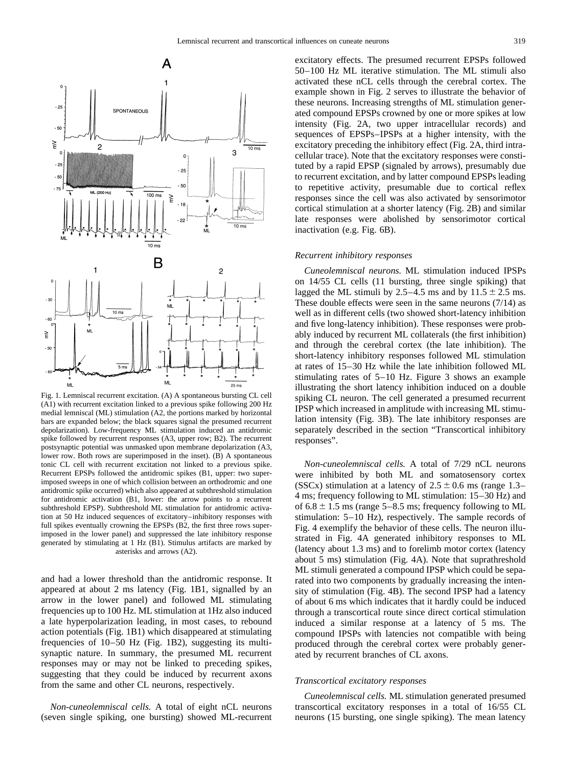Fig. 1. Lemniscal recurrent excitation. (A) A spontaneous bursting CL cell (A1) with recurrent excitation linked to a previous spike following 200 Hz medial lemniscal (ML) stimulation (A2, the portions marked by horizontal bars are expanded below; the black squares signal the presumed recurrent depolarization). Low-frequency ML stimulation induced an antidromic spike followed by recurrent responses (A3, upper row; B2). The recurrent postsynaptic potential was unmasked upon membrane depolarization (A3, lower row. Both rows are superimposed in the inset). (B) A spontaneous tonic CL cell with recurrent excitation not linked to a previous spike. Recurrent EPSPs followed the antidromic spikes (B1, upper: two superimposed sweeps in one of which collision between an orthodromic and one antidromic spike occurred) which also appeared at subthreshold stimulation for antidromic activation (B1, lower: the arrow points to a recurrent subthreshold EPSP). Subthreshold ML stimulation for antidromic activation at 50 Hz induced sequences of excitatory–inhibitory responses with full spikes eventually crowning the EPSPs (B2, the first three rows superimposed in the lower panel) and suppressed the late inhibitory response generated by stimulating at 1 Hz (B1). Stimulus artifacts are marked by asterisks and arrows (A2).

and had a lower threshold than the antidromic response. It appeared at about 2 ms latency (Fig. 1B1, signalled by an arrow in the lower panel) and followed ML stimulating frequencies up to 100 Hz. ML stimulation at 1Hz also induced a late hyperpolarization leading, in most cases, to rebound action potentials (Fig. 1B1) which disappeared at stimulating frequencies of 10–50 Hz (Fig. 1B2), suggesting its multisynaptic nature. In summary, the presumed ML recurrent responses may or may not be linked to preceding spikes, suggesting that they could be induced by recurrent axons from the same and other CL neurons, respectively.

*Non-cuneolemniscal cells.* A total of eight nCL neurons (seven single spiking, one bursting) showed ML-recurrent excitatory effects. The presumed recurrent EPSPs followed 50–100 Hz ML iterative stimulation. The ML stimuli also activated these nCL cells through the cerebral cortex. The example shown in Fig. 2 serves to illustrate the behavior of these neurons. Increasing strengths of ML stimulation generated compound EPSPs crowned by one or more spikes at low intensity (Fig. 2A, two upper intracellular records) and sequences of EPSPs–IPSPs at a higher intensity, with the excitatory preceding the inhibitory effect (Fig. 2A, third intracellular trace). Note that the excitatory responses were constituted by a rapid EPSP (signaled by arrows), presumably due to recurrent excitation, and by latter compound EPSPs leading to repetitive activity, presumable due to cortical reflex responses since the cell was also activated by sensorimotor cortical stimulation at a shorter latency (Fig. 2B) and similar late responses were abolished by sensorimotor cortical inactivation (e.g. Fig. 6B).

### Recurrent inhibitory responses

*Cuneolemniscal neurons.* ML stimulation induced IPSPs on 14/55 CL cells (11 bursting, three single spiking) that lagged the ML stimuli by 2.5–4.5 ms and by $11.5 \pm 2.5$ ms. These double effects were seen in the same neurons (7/14) as well as in different cells (two showed short-latency inhibition and five long-latency inhibition). These responses were probably induced by recurrent ML collaterals (the first inhibition) and through the cerebral cortex (the late inhibition). The short-latency inhibitory responses followed ML stimulation at rates of 15–30 Hz while the late inhibition followed ML stimulating rates of 5–10 Hz. Figure 3 shows an example illustrating the short latency inhibition induced on a double spiking CL neuron. The cell generated a presumed recurrent IPSP which increased in amplitude with increasing ML stimulation intensity (Fig. 3B). The late inhibitory responses are separately described in the section “Transcortical inhibitory responses”.

*Non-cuneolemniscal cells.* A total of 7/29 nCL neurons were inhibited by both ML and somatosensory cortex (SSCx) stimulation at a latency of $2.5 \pm 0.6$ ms (range 1.3–4 ms; frequency following to ML stimulation: 15–30 Hz) and of $6.8 \pm 1.5$ ms (range 5–8.5 ms; frequency following to ML stimulation: 5–10 Hz), respectively. The sample records of Fig. 4 exemplify the behavior of these cells. The neuron illustrated in Fig. 4A generated inhibitory responses to ML (latency about 1.3 ms) and to forelimb motor cortex (latency about 5 ms) stimulation (Fig. 4A). Note that suprathreshold ML stimuli generated a compound IPSP which could be separated into two components by gradually increasing the intensity of stimulation (Fig. 4B). The second IPSP had a latency of about 6 ms which indicates that it hardly could be induced through a transcortical route since direct cortical stimulation induced a similar response at a latency of 5 ms. The compound IPSPs with latencies not compatible with being produced through the cerebral cortex were probably generated by recurrent branches of CL axons.

### Transcortical excitatory responses

*Cuneolemniscal cells.* ML stimulation generated presumed transcortical excitatory responses in a total of 16/55 CL neurons (15 bursting, one single spiking). The mean latency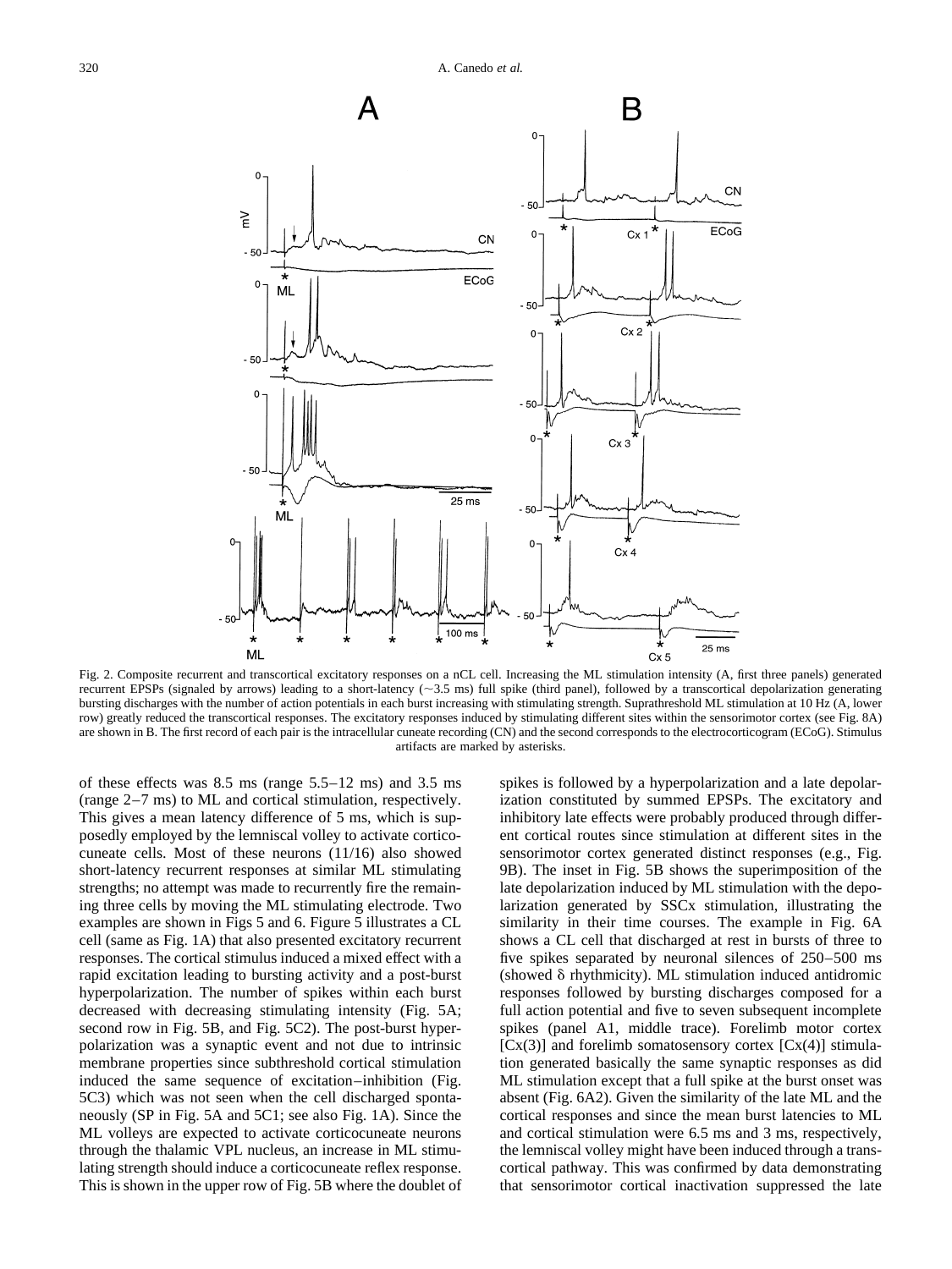Fig. 2. Composite recurrent and transcortical excitatory responses on a nCL cell. Increasing the ML stimulation intensity (A, first three panels) generated recurrent EPSPs (signaled by arrows) leading to a short-latency (~3.5 ms) full spike (third panel), followed by a transcortical depolarization generating bursting discharges with the number of action potentials in each burst increasing with stimulating strength. Suprathreshold ML stimulation at 10 Hz (A, lower row) greatly reduced the transcortical responses. The excitatory responses induced by stimulating different sites within the sensorimotor cortex (see Fig. 8A) are shown in B. The first record of each pair is the intracellular cuneate recording (CN) and the second corresponds to the electrocorticogram (ECoG). Stimulus artifacts are marked by asterisks.

of these effects was 8.5 ms (range 5.5–12 ms) and 3.5 ms (range 2–7 ms) to ML and cortical stimulation, respectively. This gives a mean latency difference of 5 ms, which is supposedly employed by the lemniscal volley to activate corticocuneate cells. Most of these neurons (11/16) also showed short-latency recurrent responses at similar ML stimulating strengths; no attempt was made to recurrently fire the remaining three cells by moving the ML stimulating electrode. Two examples are shown in Figs 5 and 6. Figure 5 illustrates a CL cell (same as Fig. 1A) that also presented excitatory recurrent responses. The cortical stimulus induced a mixed effect with a rapid excitation leading to bursting activity and a post-burst hyperpolarization. The number of spikes within each burst decreased with decreasing stimulating intensity (Fig. 5A; second row in Fig. 5B, and Fig. 5C2). The post-burst hyperpolarization was a synaptic event and not due to intrinsic membrane properties since subthreshold cortical stimulation induced the same sequence of excitation–inhibition (Fig. 5C3) which was not seen when the cell discharged spontaneously (SP in Fig. 5A and 5C1; see also Fig. 1A). Since the ML volleys are expected to activate corticocuneate neurons through the thalamic VPL nucleus, an increase in ML stimulating strength should induce a corticocuneate reflex response. This is shown in the upper row of Fig. 5B where the doublet of spikes is followed by a hyperpolarization and a late depolarization constituted by summed EPSPs. The excitatory and inhibitory late effects were probably produced through different cortical routes since stimulation at different sites in the sensorimotor cortex generated distinct responses (e.g., Fig. 9B). The inset in Fig. 5B shows the superimposition of the late depolarization induced by ML stimulation with the depolarization generated by SSCx stimulation, illustrating the similarity in their time courses. The example in Fig. 6A shows a CL cell that discharged at rest in bursts of three to five spikes separated by neuronal silences of 250–500 ms (showed δ rhythmicity). ML stimulation induced antidromic responses followed by bursting discharges composed for a full action potential and five to seven subsequent incomplete spikes (panel A1, middle trace). Forelimb motor cortex [Cx(3)] and forelimb somatosensory cortex [Cx(4)] stimulation generated basically the same synaptic responses as did ML stimulation except that a full spike at the burst onset was absent (Fig. 6A2). Given the similarity of the late ML and the cortical responses and since the mean burst latencies to ML and cortical stimulation were 6.5 ms and 3 ms, respectively, the lemniscal volley might have been induced through a transcortical pathway. This was confirmed by data demonstrating that sensorimotor cortical inactivation suppressed the late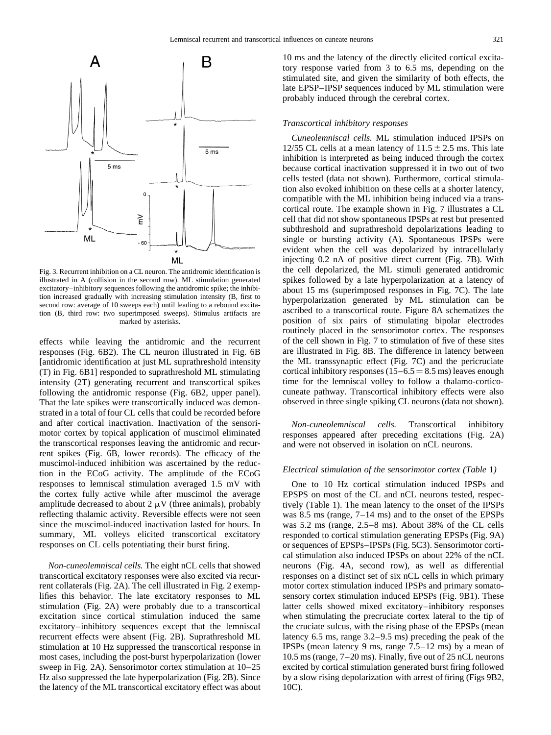Fig. 3. Recurrent inhibition on a CL neuron. The antidromic identification is illustrated in A (collision in the second row). ML stimulation generated excitatory–inhibitory sequences following the antidromic spike; the inhibition increased gradually with increasing stimulation intensity (B, first to second row: average of 10 sweeps each) until leading to a rebound excitation (B, third row: two superimposed sweeps). Stimulus artifacts are marked by asterisks.

effects while leaving the antidromic and the recurrent responses (Fig. 6B2). The CL neuron illustrated in Fig. 6B [antidromic identification at just ML suprathreshold intensity (T) in Fig. 6B1] responded to suprathreshold ML stimulating intensity (2T) generating recurrent and transcortical spikes following the antidromic response (Fig. 6B2, upper panel). That the late spikes were transcortically induced was demonstrated in a total of four CL cells that could be recorded before and after cortical inactivation. Inactivation of the sensorimotor cortex by topical application of muscimol eliminated the transcortical responses leaving the antidromic and recurrent spikes (Fig. 6B, lower records). The efficacy of the muscimol-induced inhibition was ascertained by the reduction in the ECoG activity. The amplitude of the ECoG responses to lemniscal stimulation averaged 1.5 mV with the cortex fully active while after muscimol the average amplitude decreased to about 2 μV (three animals), probably reflecting thalamic activity. Reversible effects were not seen since the muscimol-induced inactivation lasted for hours. In summary, ML volleys elicited transcortical excitatory responses on CL cells potentiating their burst firing.

*Non-cuneolemniscal cells.* The eight nCL cells that showed transcortical excitatory responses were also excited via recurrent collaterals (Fig. 2A). The cell illustrated in Fig. 2 exemplifies this behavior. The late excitatory responses to ML stimulation (Fig. 2A) were probably due to a transcortical excitation since cortical stimulation induced the same excitatory–inhibitory sequences except that the lemniscal recurrent effects were absent (Fig. 2B). Suprathreshold ML stimulation at 10 Hz suppressed the transcortical response in most cases, including the post-burst hyperpolarization (lower sweep in Fig. 2A). Sensorimotor cortex stimulation at 10–25 Hz also suppressed the late hyperpolarization (Fig. 2B). Since the latency of the ML transcortical excitatory effect was about 10 ms and the latency of the directly elicited cortical excitatory response varied from 3 to 6.5 ms, depending on the stimulated site, and given the similarity of both effects, the late EPSP–IPSP sequences induced by ML stimulation were probably induced through the cerebral cortex.

### *Transcortical inhibitory responses*

*Cuneolemniscal cells.* ML stimulation induced IPSPs on 12/55 CL cells at a mean latency of 11.5 ± 2.5 ms. This late inhibition is interpreted as being induced through the cortex because cortical inactivation suppressed it in two out of two cells tested (data not shown). Furthermore, cortical stimulation also evoked inhibition on these cells at a shorter latency, compatible with the ML inhibition being induced via a transcortical route. The example shown in Fig. 7 illustrates a CL cell that did not show spontaneous IPSPs at rest but presented subthreshold and suprathreshold depolarizations leading to single or bursting activity (A). Spontaneous IPSPs were evident when the cell was depolarized by intracellularly injecting 0.2 nA of positive direct current (Fig. 7B). With the cell depolarized, the ML stimuli generated antidromic spikes followed by a late hyperpolarization at a latency of about 15 ms (superimposed responses in Fig. 7C). The late hyperpolarization generated by ML stimulation can be ascribed to a transcortical route. Figure 8A schematizes the position of six pairs of stimulating bipolar electrodes routinely placed in the sensorimotor cortex. The responses of the cell shown in Fig. 7 to stimulation of five of these sites are illustrated in Fig. 8B. The difference in latency between the ML transsynaptic effect (Fig. 7C) and the pericruciate cortical inhibitory responses (15–6.5 = 8.5 ms) leaves enough time for the lemniscal volley to follow a thalamo-cortico-cuneate pathway. Transcortical inhibitory effects were also observed in three single spiking CL neurons (data not shown).

*Non-cuneolemniscal cells.* Transcortical inhibitory responses appeared after preceding excitations (Fig. 2A) and were not observed in isolation on nCL neurons.

### *Electrical stimulation of the sensorimotor cortex (Table 1)*

One to 10 Hz cortical stimulation induced IPSPs and EPSPS on most of the CL and nCL neurons tested, respectively (Table 1). The mean latency to the onset of the IPSPs was 8.5 ms (range, 7–14 ms) and to the onset of the EPSPs was 5.2 ms (range, 2.5–8 ms). About 38% of the CL cells responded to cortical stimulation generating EPSPs (Fig. 9A) or sequences of EPSPs–IPSPs (Fig. 5C3). Sensorimotor cortical stimulation also induced IPSPs on about 22% of the nCL neurons (Fig. 4A, second row), as well as differential responses on a distinct set of six nCL cells in which primary motor cortex stimulation induced IPSPs and primary somatosensory cortex stimulation induced EPSPs (Fig. 9B1). These latter cells showed mixed excitatory–inhibitory responses when stimulating the precruciate cortex lateral to the tip of the cruciate sulcus, with the rising phase of the EPSPs (mean latency 6.5 ms, range 3.2–9.5 ms) preceding the peak of the IPSPs (mean latency 9 ms, range 7.5–12 ms) by a mean of 10.5 ms (range, 7–20 ms). Finally, five out of 25 nCL neurons excited by cortical stimulation generated burst firing followed by a slow rising depolarization with arrest of firing (Figs 9B2, 10C).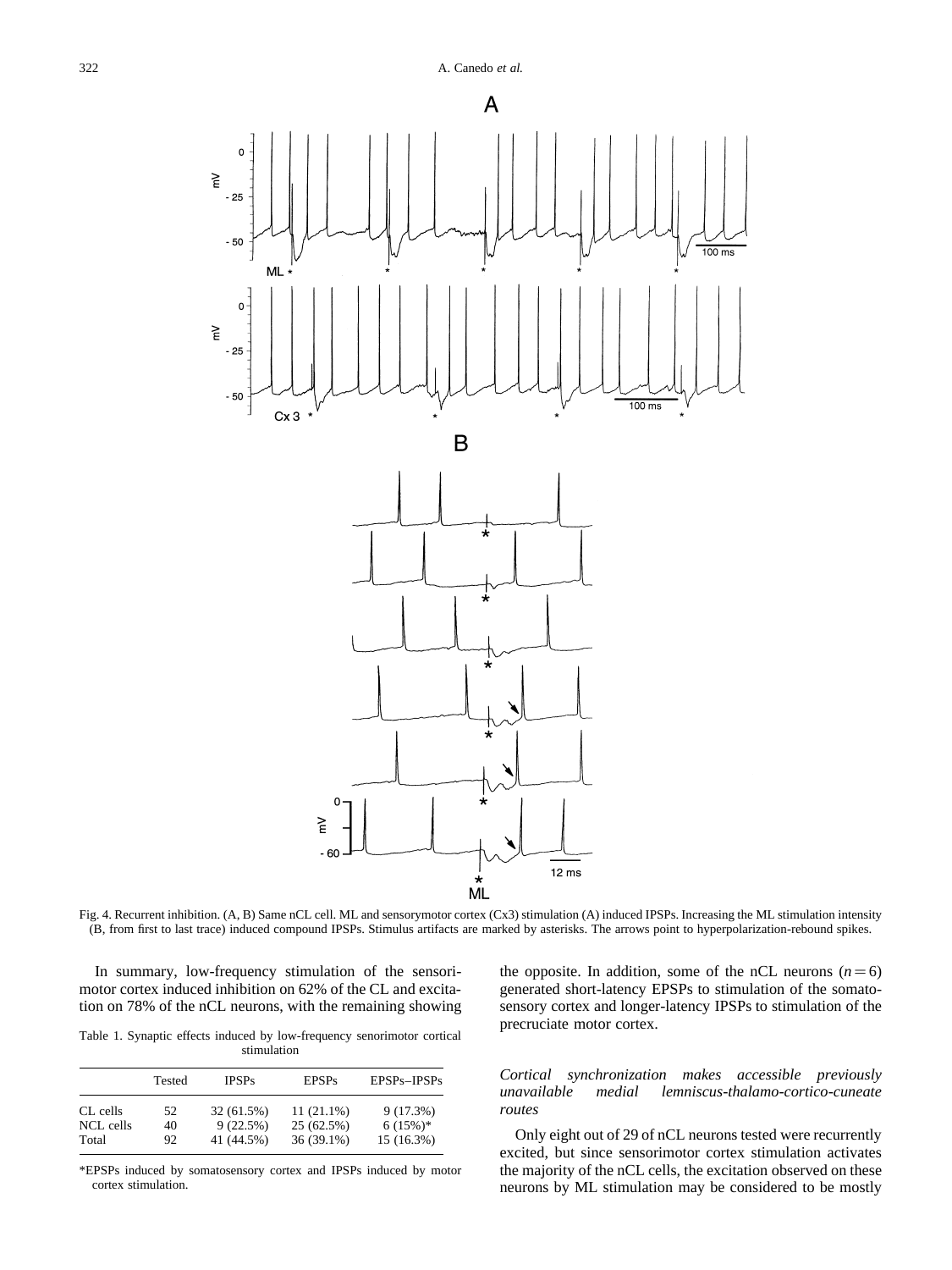Fig. 4. Recurrent inhibition. (A, B) Same nCL cell. ML and sensorymotor cortex (Cx3) stimulation (A) induced IPSPs. Increasing the ML stimulation intensity (B, from first to last trace) induced compound IPSPs. Stimulus artifacts are marked by asterisks. The arrows point to hyperpolarization-rebound spikes.

In summary, low-frequency stimulation of the sensorimotor cortex induced inhibition on 62% of the CL and excitation on 78% of the nCL neurons, with the remaining showing the opposite. In addition, some of the nCL neurons ($n = 6$) generated short-latency EPSPs to stimulation of the somatosensory cortex and longer-latency IPSPs to stimulation of the precruciate motor cortex.

Table 1. Synaptic effects induced by low-frequency senorimotor cortical stimulation

| | Tested | IPSPs | EPSPs | EPSPs–IPSPs |
|---|---|---|---|---|
| CL cells | 52 | 32 (61.5%) | 11 (21.1%) | 9 (17.3%) |
| NCL cells | 40 | 9 (22.5%) | 25 (62.5%) | 6 (15%)* |
| Total | 92 | 41 (44.5%) | 36 (39.1%) | 15 (16.3%) |

*EPSPs induced by somatosensory cortex and IPSPs induced by motor cortex stimulation.

### *Cortical synchronization makes accessible previously unavailable medial lemniscus-thalamo-cortico-cuneate routes*

Only eight out of 29 of nCL neurons tested were recurrently excited, but since sensorimotor cortex stimulation activates the majority of the nCL cells, the excitation observed on these neurons by ML stimulation may be considered to be mostly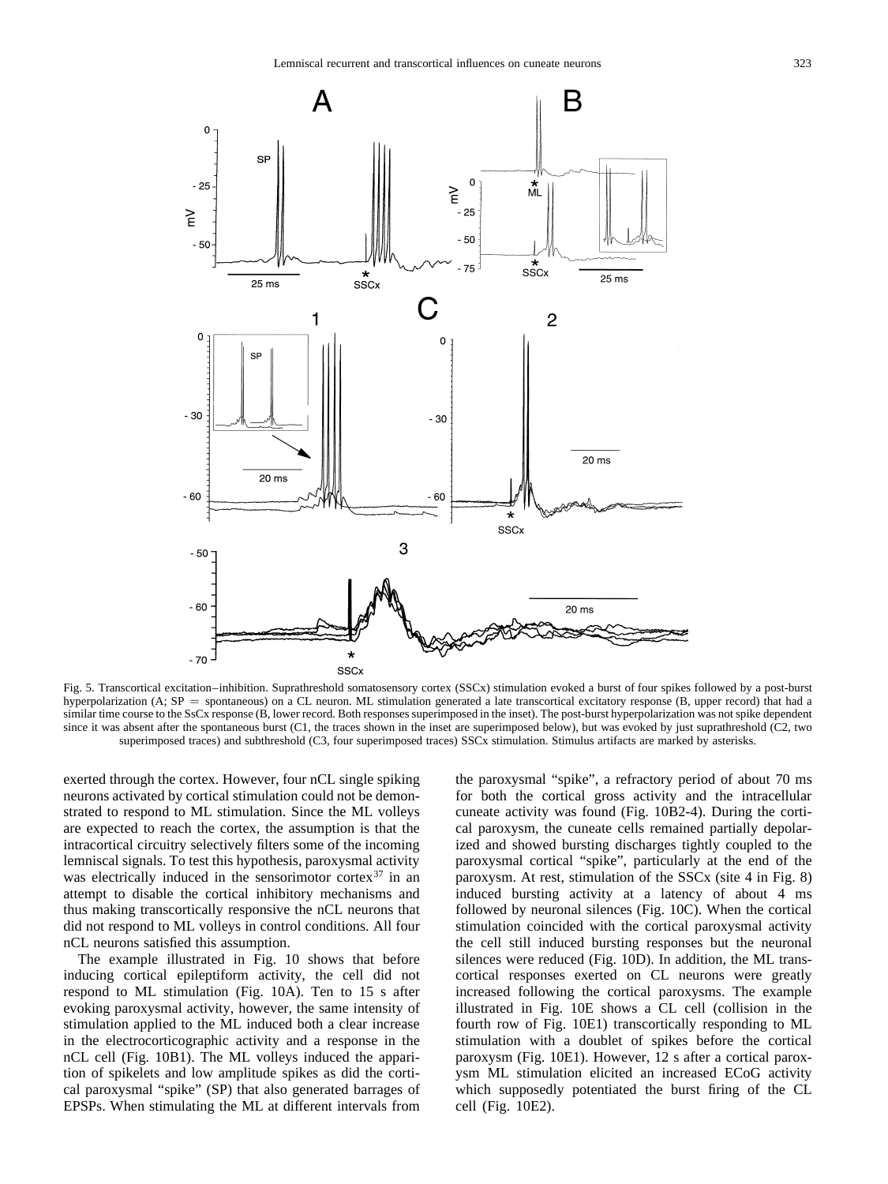Fig. 5. Transcortical excitation–inhibition. Suprathreshold somatosensory cortex (SSCx) stimulation evoked a burst of four spikes followed by a post-burst hyperpolarization (A; SP = spontaneous) on a CL neuron. ML stimulation generated a late transcortical excitatory response (B, upper record) that had a similar time course to the SsCx response (B, lower record. Both responses superimposed in the inset). The post-burst hyperpolarization was not spike dependent since it was absent after the spontaneous burst (C1, the traces shown in the inset are superimposed below), but was evoked by just suprathreshold (C2, two superimposed traces) and subthreshold (C3, four superimposed traces) SSCx stimulation. Stimulus artifacts are marked by asterisks.

exerted through the cortex. However, four nCL single spiking neurons activated by cortical stimulation could not be demonstrated to respond to ML stimulation. Since the ML volleys are expected to reach the cortex, the assumption is that the intracortical circuitry selectively filters some of the incoming lemniscal signals. To test this hypothesis, paroxysmal activity was electrically induced in the sensorimotor cortex[37] in an attempt to disable the cortical inhibitory mechanisms and thus making transcortically responsive the nCL neurons that did not respond to ML volleys in control conditions. All four nCL neurons satisfied this assumption.

The example illustrated in Fig. 10 shows that before inducing cortical epileptiform activity, the cell did not respond to ML stimulation (Fig. 10A). Ten to 15 s after evoking paroxysmal activity, however, the same intensity of stimulation applied to the ML induced both a clear increase in the electrocorticographic activity and a response in the nCL cell (Fig. 10B1). The ML volleys induced the apparition of spikelets and low amplitude spikes as did the cortical paroxysmal "spike" (SP) that also generated barrages of EPSPs. When stimulating the ML at different intervals from the paroxysmal "spike", a refractory period of about 70 ms for both the cortical gross activity and the intracellular cuneate activity was found (Fig. 10B2-4). During the cortical paroxysm, the cuneate cells remained partially depolarized and showed bursting discharges tightly coupled to the paroxysmal cortical "spike", particularly at the end of the paroxysm. At rest, stimulation of the SSCx (site 4 in Fig. 8) induced bursting activity at a latency of about 4 ms followed by neuronal silences (Fig. 10C). When the cortical stimulation coincided with the cortical paroxysmal activity the cell still induced bursting responses but the neuronal silences were reduced (Fig. 10D). In addition, the ML transcortical responses exerted on CL neurons were greatly increased following the cortical paroxysms. The example illustrated in Fig. 10E shows a CL cell (collision in the fourth row of Fig. 10E1) transcortically responding to ML stimulation with a doublet of spikes before the cortical paroxysm (Fig. 10E1). However, 12 s after a cortical paroxysm ML stimulation elicited an increased ECoG activity which supposedly potentiated the burst firing of the CL cell (Fig. 10E2).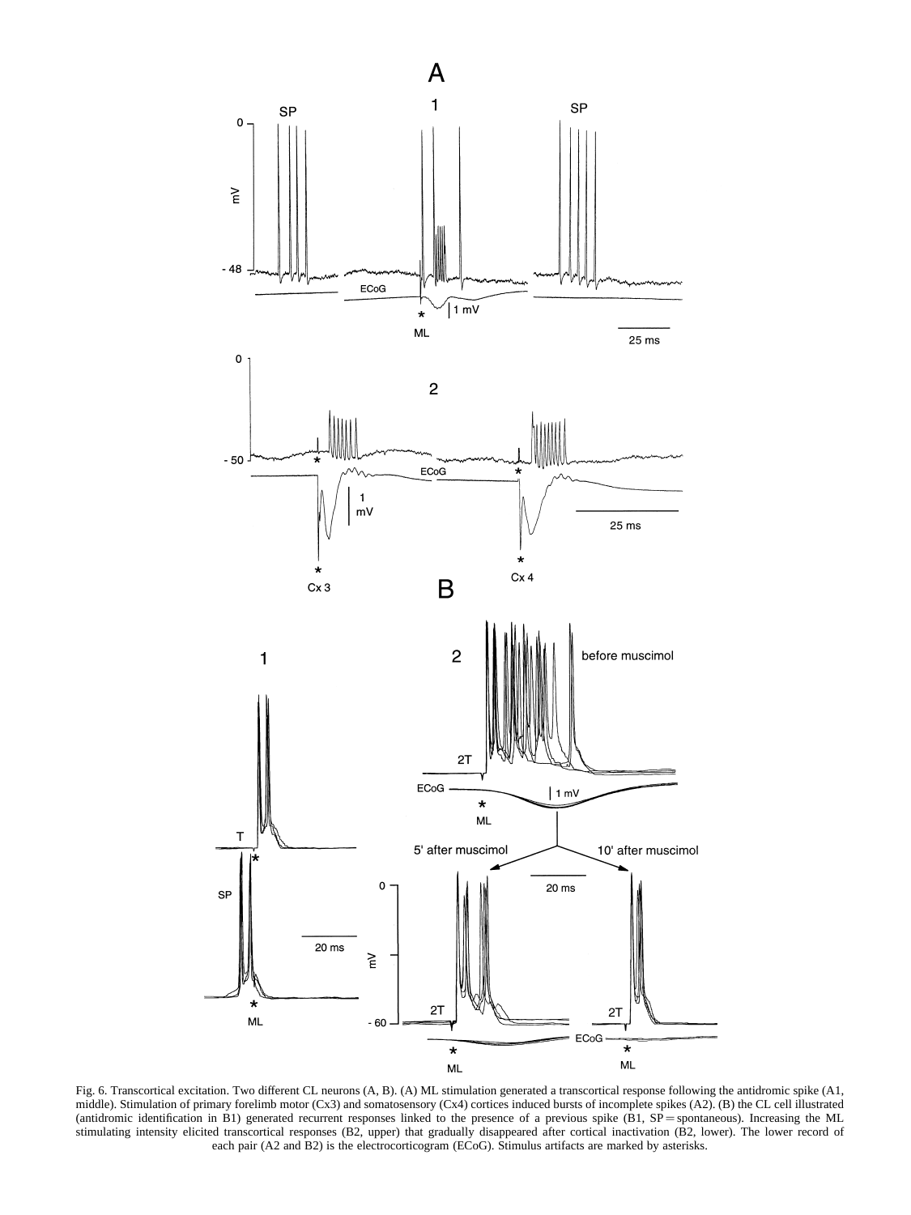Fig. 6. Transcortical excitation. Two different CL neurons (A, B). (A) ML stimulation generated a transcortical response following the antidromic spike (A1, middle). Stimulation of primary forelimb motor (Cx3) and somatosensory (Cx4) cortices induced bursts of incomplete spikes (A2). (B) the CL cell illustrated (antidromic identification in B1) generated recurrent responses linked to the presence of a previous spike (B1, SP = spontaneous). Increasing the ML stimulating intensity elicited transcortical responses (B2, upper) that gradually disappeared after cortical inactivation (B2, lower). The lower record of each pair (A2 and B2) is the electrocorticogram (ECoG). Stimulus artifacts are marked by asterisks.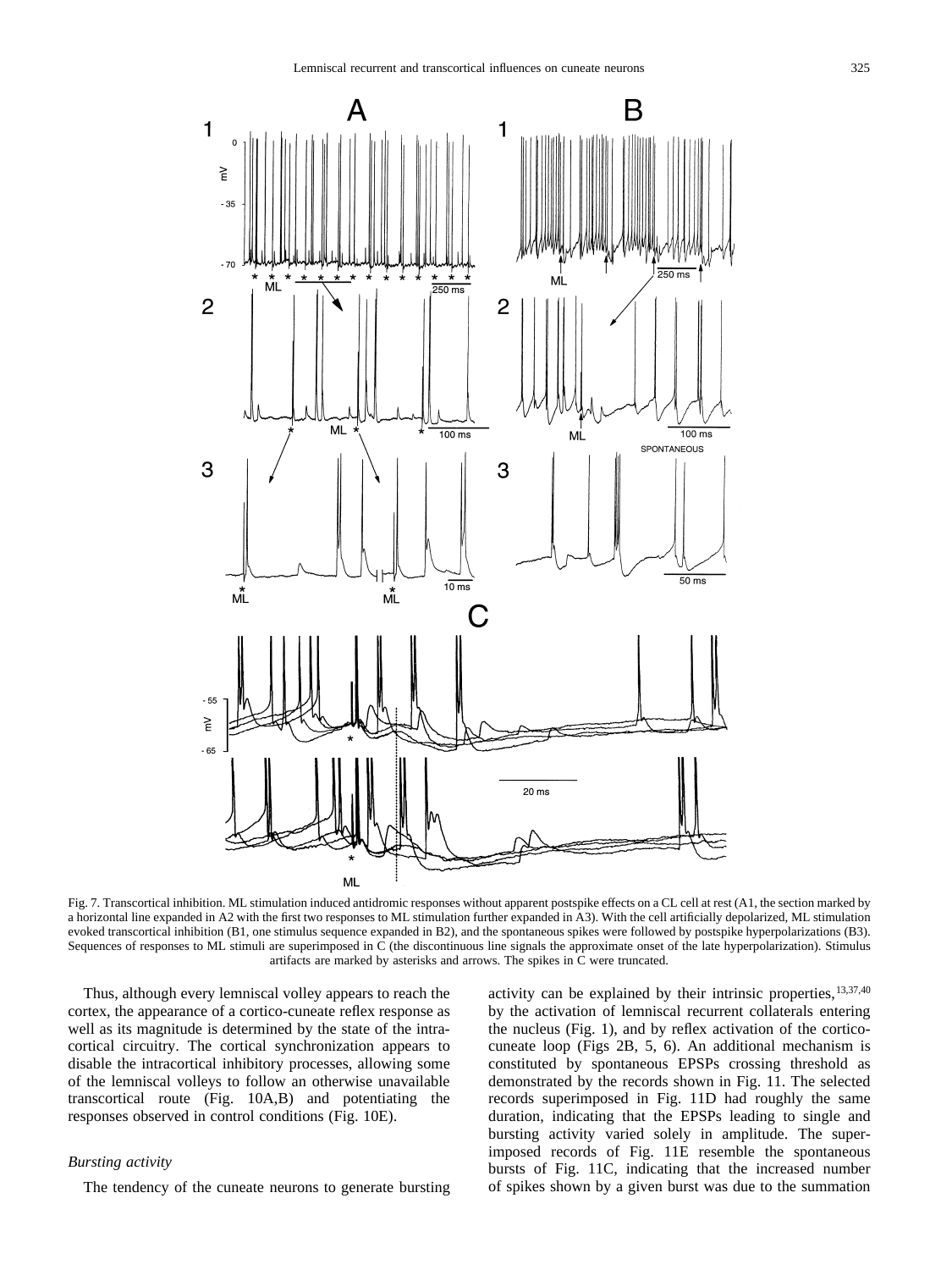Fig. 7. Transcortical inhibition. ML stimulation induced antidromic responses without apparent postspike effects on a CL cell at rest (A1, the section marked by a horizontal line expanded in A2 with the first two responses to ML stimulation further expanded in A3). With the cell artificially depolarized, ML stimulation evoked transcortical inhibition (B1, one stimulus sequence expanded in B2), and the spontaneous spikes were followed by postspike hyperpolarizations (B3). Sequences of responses to ML stimuli are superimposed in C (the discontinuous line signals the approximate onset of the late hyperpolarization). Stimulus artifacts are marked by asterisks and arrows. The spikes in C were truncated.

Thus, although every lemniscal volley appears to reach the cortex, the appearance of a cortico-cuneate reflex response as well as its magnitude is determined by the state of the intracortical circuitry. The cortical synchronization appears to disable the intracortical inhibitory processes, allowing some of the lemniscal volleys to follow an otherwise unavailable transcortical route (Fig. 10A,B) and potentiating the responses observed in control conditions (Fig. 10E).

### *Bursting activity*

The tendency of the cuneate neurons to generate bursting activity can be explained by their intrinsic properties,[13,37,40] by the activation of lemniscal recurrent collaterals entering the nucleus (Fig. 1), and by reflex activation of the cortico-cuneate loop (Figs 2B, 5, 6). An additional mechanism is constituted by spontaneous EPSPs crossing threshold as demonstrated by the records shown in Fig. 11. The selected records superimposed in Fig. 11D had roughly the same duration, indicating that the EPSPs leading to single and bursting activity varied solely in amplitude. The superimposed records of Fig. 11E resemble the spontaneous bursts of Fig. 11C, indicating that the increased number of spikes shown by a given burst was due to the summation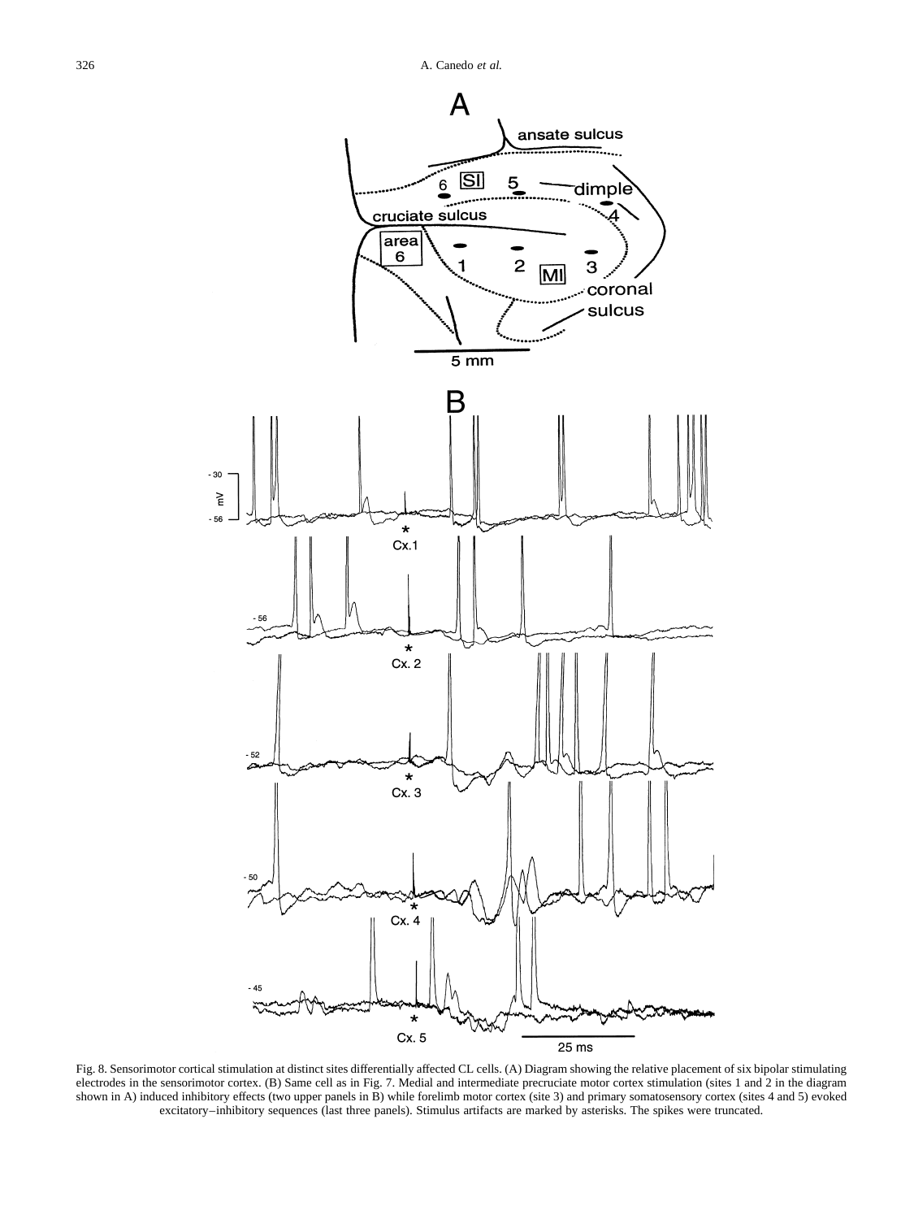Fig. 8. Sensorimotor cortical stimulation at distinct sites differentially affected CL cells. (A) Diagram showing the relative placement of six bipolar stimulating electrodes in the sensorimotor cortex. (B) Same cell as in Fig. 7. Medial and intermediate precruciate motor cortex stimulation (sites 1 and 2 in the diagram shown in A) induced inhibitory effects (two upper panels in B) while forelimb motor cortex (site 3) and primary somatosensory cortex (sites 4 and 5) evoked excitatory–inhibitory sequences (last three panels). Stimulus artifacts are marked by asterisks. The spikes were truncated.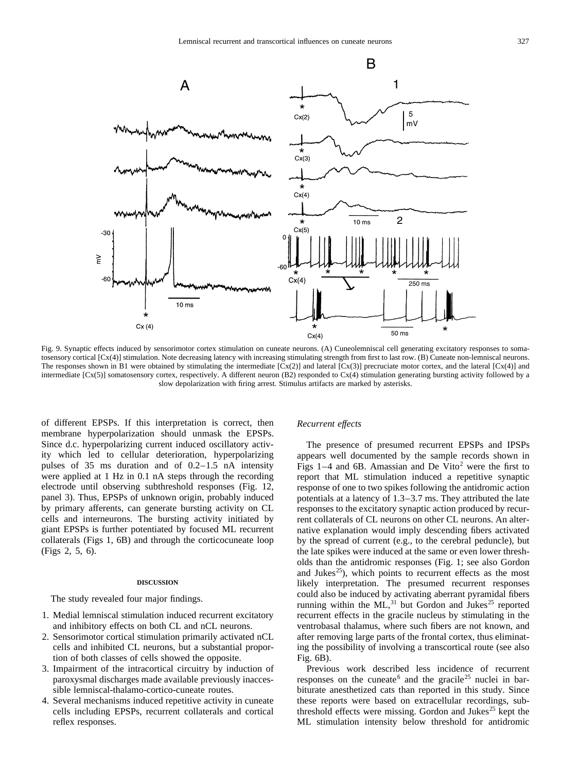Fig. 9. Synaptic effects induced by sensorimotor cortex stimulation on cuneate neurons. (A) Cuneolemniscal cell generating excitatory responses to somatosensory cortical [Cx(4)] stimulation. Note decreasing latency with increasing stimulating strength from first to last row. (B) Cuneate non-lemniscal neurons. The responses shown in B1 were obtained by stimulating the intermediate [Cx(2)] and lateral [Cx(3)] precruciate motor cortex, and the lateral [Cx(4)] and intermediate [Cx(5)] somatosensory cortex, respectively. A different neuron (B2) responded to Cx(4) stimulation generating bursting activity followed by a slow depolarization with firing arrest. Stimulus artifacts are marked by asterisks.

of different EPSPs. If this interpretation is correct, then membrane hyperpolarization should unmask the EPSPs. Since d.c. hyperpolarizing current induced oscillatory activity which led to cellular deterioration, hyperpolarizing pulses of 35 ms duration and of 0.2–1.5 nA intensity were applied at 1 Hz in 0.1 nA steps through the recording electrode until observing subthreshold responses (Fig. 12, panel 3). Thus, EPSPs of unknown origin, probably induced by primary afferents, can generate bursting activity on CL cells and interneurons. The bursting activity initiated by giant EPSPs is further potentiated by focused ML recurrent collaterals (Figs 1, 6B) and through the corticocuneate loop (Figs 2, 5, 6).

## DISCUSSION

The study revealed four major findings.

1. Medial lemniscal stimulation induced recurrent excitatory and inhibitory effects on both CL and nCL neurons.
2. Sensorimotor cortical stimulation primarily activated nCL cells and inhibited CL neurons, but a substantial proportion of both classes of cells showed the opposite.
3. Impairment of the intracortical circuitry by induction of paroxysmal discharges made available previously inaccessible lemniscal-thalamo-cortico-cuneate routes.
4. Several mechanisms induced repetitive activity in cuneate cells including EPSPs, recurrent collaterals and cortical reflex responses.

*Recurrent effects*

The presence of presumed recurrent EPSPs and IPSPs appears well documented by the sample records shown in Figs 1–4 and 6B. Amassian and De Vito[2] were the first to report that ML stimulation induced a repetitive synaptic response of one to two spikes following the antidromic action potentials at a latency of 1.3–3.7 ms. They attributed the late responses to the excitatory synaptic action produced by recurrent collaterals of CL neurons on other CL neurons. An alternative explanation would imply descending fibers activated by the spread of current (e.g., to the cerebral peduncle), but the late spikes were induced at the same or even lower thresholds than the antidromic responses (Fig. 1; see also Gordon and Jukes[25]), which points to recurrent effects as the most likely interpretation. The presumed recurrent responses could also be induced by activating aberrant pyramidal fibers running within the ML,[31] but Gordon and Jukes[25] reported recurrent effects in the gracile nucleus by stimulating in the ventrobasal thalamus, where such fibers are not known, and after removing large parts of the frontal cortex, thus eliminating the possibility of involving a transcortical route (see also Fig. 6B).

Previous work described less incidence of recurrent responses on the cuneate[6] and the gracile[25] nuclei in barbiturate anesthetized cats than reported in this study. Since these reports were based on extracellular recordings, subthreshold effects were missing. Gordon and Jukes[25] kept the ML stimulation intensity below threshold for antidromic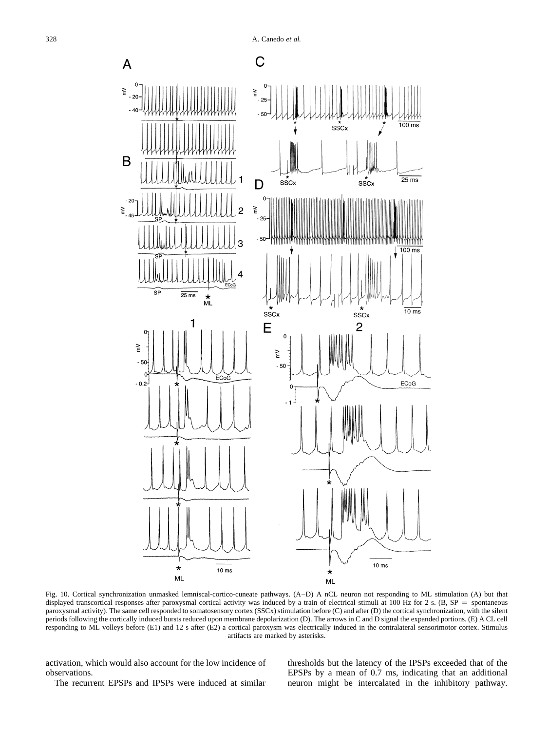Fig. 10. Cortical synchronization unmasked lemniscal-cortico-cuneate pathways. (A–D) A nCL neuron not responding to ML stimulation (A) but that displayed transcortical responses after paroxysmal cortical activity was induced by a train of electrical stimuli at 100 Hz for 2 s. (B, SP = spontaneous paroxysmal activity). The same cell responded to somatosensory cortex (SSCx) stimulation before (C) and after (D) the cortical synchronization, with the silent periods following the cortically induced bursts reduced upon membrane depolarization (D). The arrows in C and D signal the expanded portions. (E) A CL cell responding to ML volleys before (E1) and 12 s after (E2) a cortical paroxysm was electrically induced in the contralateral sensorimotor cortex. Stimulus artifacts are marked by asterisks.

activation, which would also account for the low incidence of observations.

The recurrent EPSPs and IPSPs were induced at similar thresholds but the latency of the IPSPs exceeded that of the EPSPs by a mean of 0.7 ms, indicating that an additional neuron might be intercalated in the inhibitory pathway.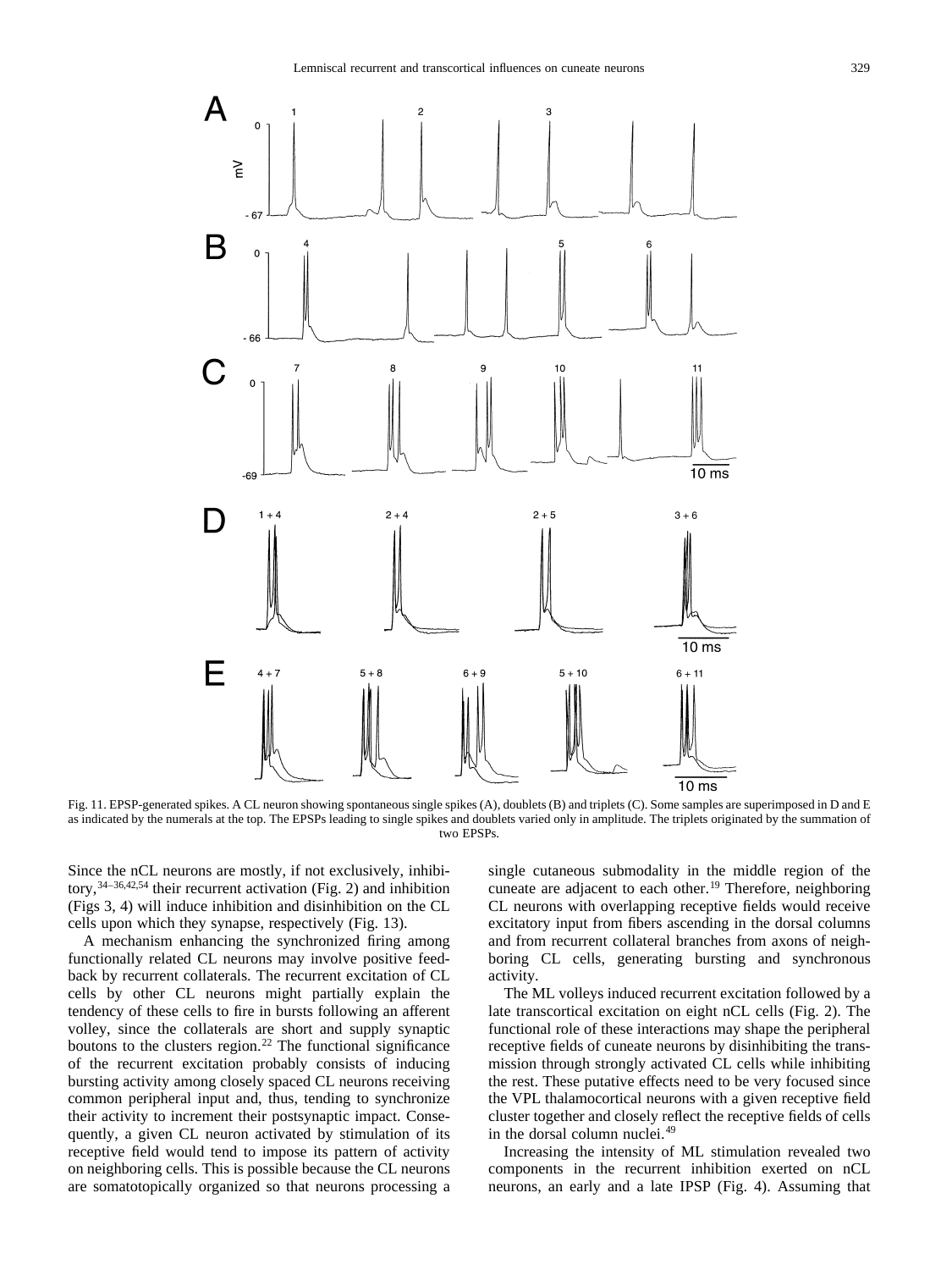Fig. 11. EPSP-generated spikes. A CL neuron showing spontaneous single spikes (A), doublets (B) and triplets (C). Some samples are superimposed in D and E as indicated by the numerals at the top. The EPSPs leading to single spikes and doublets varied only in amplitude. The triplets originated by the summation of two EPSPs.

Since the nCL neurons are mostly, if not exclusively, inhibitory,[34–36,42,54] their recurrent activation (Fig. 2) and inhibition (Figs 3, 4) will induce inhibition and disinhibition on the CL cells upon which they synapse, respectively (Fig. 13).

A mechanism enhancing the synchronized firing among functionally related CL neurons may involve positive feedback by recurrent collaterals. The recurrent excitation of CL cells by other CL neurons might partially explain the tendency of these cells to fire in bursts following an afferent volley, since the collaterals are short and supply synaptic boutons to the clusters region.[22] The functional significance of the recurrent excitation probably consists of inducing bursting activity among closely spaced CL neurons receiving common peripheral input and, thus, tending to synchronize their activity to increment their postsynaptic impact. Consequently, a given CL neuron activated by stimulation of its receptive field would tend to impose its pattern of activity on neighboring cells. This is possible because the CL neurons are somatotopically organized so that neurons processing a single cutaneous submodality in the middle region of the cuneate are adjacent to each other.[19] Therefore, neighboring CL neurons with overlapping receptive fields would receive excitatory input from fibers ascending in the dorsal columns and from recurrent collateral branches from axons of neighboring CL cells, generating bursting and synchronous activity.

The ML volleys induced recurrent excitation followed by a late transcortical excitation on eight nCL cells (Fig. 2). The functional role of these interactions may shape the peripheral receptive fields of cuneate neurons by disinhibiting the transmission through strongly activated CL cells while inhibiting the rest. These putative effects need to be very focused since the VPL thalamocortical neurons with a given receptive field cluster together and closely reflect the receptive fields of cells in the dorsal column nuclei.[49]

Increasing the intensity of ML stimulation revealed two components in the recurrent inhibition exerted on nCL neurons, an early and a late IPSP (Fig. 4). Assuming that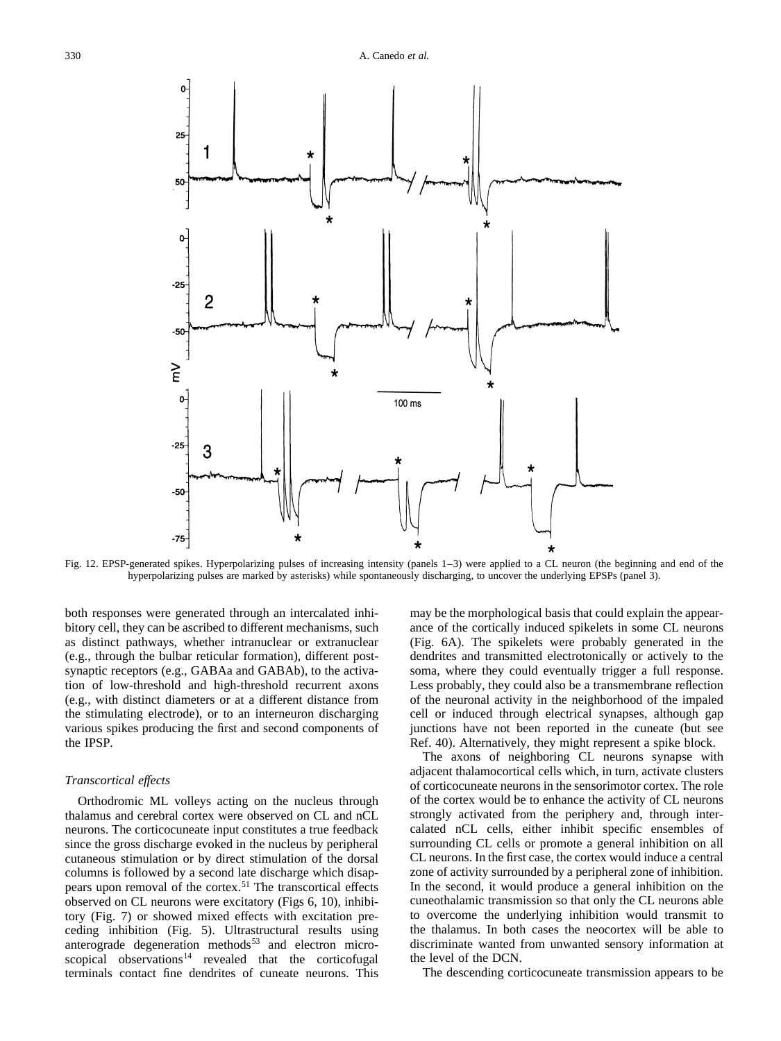Fig. 12. EPSP-generated spikes. Hyperpolarizing pulses of increasing intensity (panels 1–3) were applied to a CL neuron (the beginning and end of the hyperpolarizing pulses are marked by asterisks) while spontaneously discharging, to uncover the underlying EPSPs (panel 3).

both responses were generated through an intercalated inhibitory cell, they can be ascribed to different mechanisms, such as distinct pathways, whether intranuclear or extranuclear (e.g., through the bulbar reticular formation), different postsynaptic receptors (e.g., GABAa and GABAb), to the activation of low-threshold and high-threshold recurrent axons (e.g., with distinct diameters or at a different distance from the stimulating electrode), or to an interneuron discharging various spikes producing the first and second components of the IPSP.

*Transcortical effects*

Orthodromic ML volleys acting on the nucleus through thalamus and cerebral cortex were observed on CL and nCL neurons. The corticocuneate input constitutes a true feedback since the gross discharge evoked in the nucleus by peripheral cutaneous stimulation or by direct stimulation of the dorsal columns is followed by a second late discharge which disappears upon removal of the cortex.[51] The transcortical effects observed on CL neurons were excitatory (Figs 6, 10), inhibitory (Fig. 7) or showed mixed effects with excitation preceding inhibition (Fig. 5). Ultrastructural results using anterograde degeneration methods[53] and electron microscopical observations[14] revealed that the corticofugal terminals contact fine dendrites of cuneate neurons. This may be the morphological basis that could explain the appearance of the cortically induced spikelets in some CL neurons (Fig. 6A). The spikelets were probably generated in the dendrites and transmitted electrotonically or actively to the soma, where they could eventually trigger a full response. Less probably, they could also be a transmembrane reflection of the neuronal activity in the neighborhood of the impaled cell or induced through electrical synapses, although gap junctions have not been reported in the cuneate (but see Ref. 40). Alternatively, they might represent a spike block.

The axons of neighboring CL neurons synapse with adjacent thalamocortical cells which, in turn, activate clusters of corticocuneate neurons in the sensorimotor cortex. The role of the cortex would be to enhance the activity of CL neurons strongly activated from the periphery and, through intercalated nCL cells, either inhibit specific ensembles of surrounding CL cells or promote a general inhibition on all CL neurons. In the first case, the cortex would induce a central zone of activity surrounded by a peripheral zone of inhibition. In the second, it would produce a general inhibition on the cuneothalamic transmission so that only the CL neurons able to overcome the underlying inhibition would transmit to the thalamus. In both cases the neocortex will be able to discriminate wanted from unwanted sensory information at the level of the DCN.

The descending corticocuneate transmission appears to be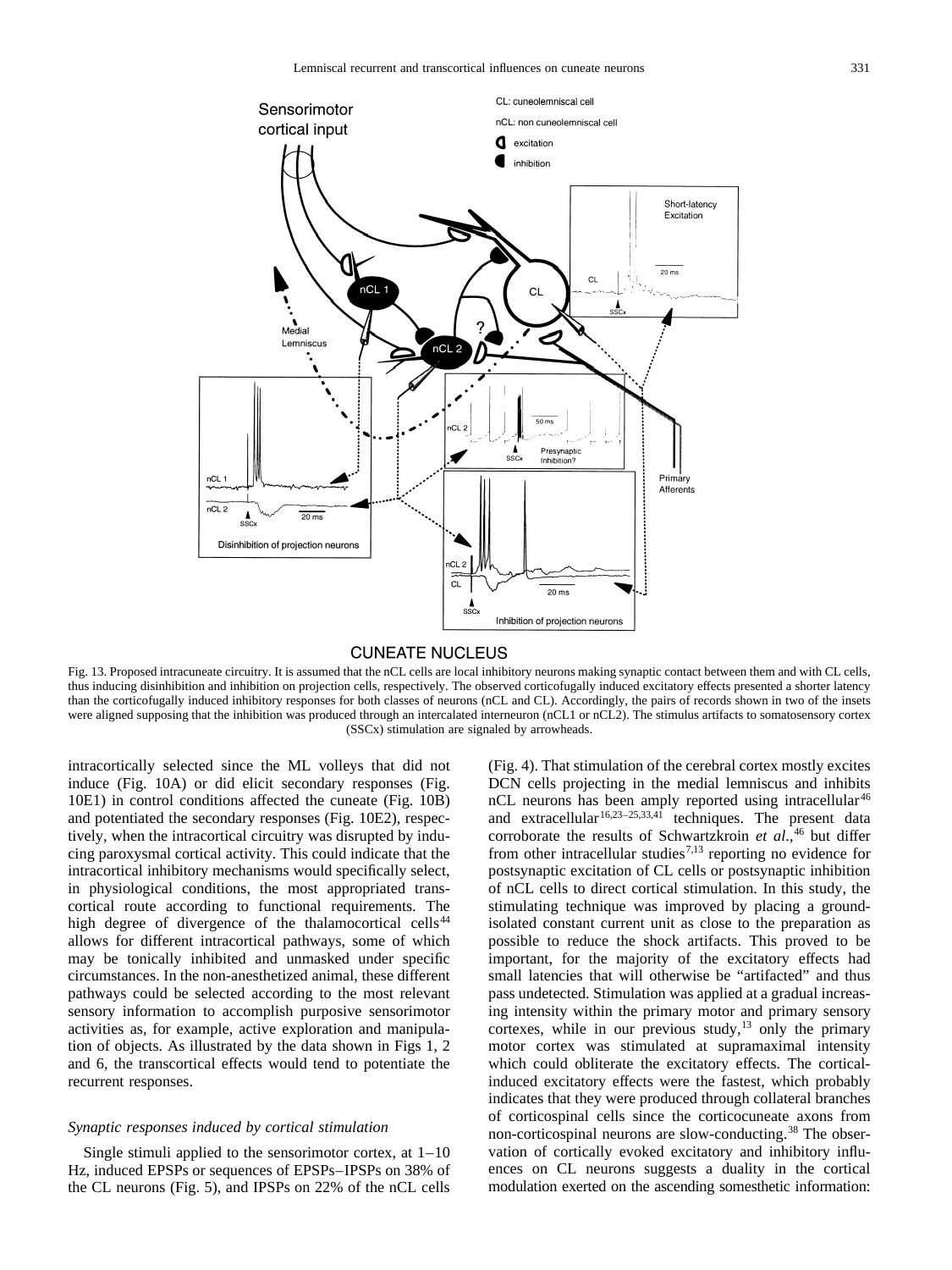Fig. 13. Proposed intracuneate circuitry. It is assumed that the nCL cells are local inhibitory neurons making synaptic contact between them and with CL cells, thus inducing disinhibition and inhibition on projection cells, respectively. The observed corticofugally induced excitatory effects presented a shorter latency than the corticofugally induced inhibitory responses for both classes of neurons (nCL and CL). Accordingly, the pairs of records shown in two of the insets were aligned supposing that the inhibition was produced through an intercalated interneuron (nCL1 or nCL2). The stimulus artifacts to somatosensory cortex (SSCx) stimulation are signaled by arrowheads.

intracortically selected since the ML volleys that did not induce (Fig. 10A) or did elicit secondary responses (Fig. 10E1) in control conditions affected the cuneate (Fig. 10B) and potentiated the secondary responses (Fig. 10E2), respectively, when the intracortical circuitry was disrupted by inducing paroxysmal cortical activity. This could indicate that the intracortical inhibitory mechanisms would specifically select, in physiological conditions, the most appropriated transcortical route according to functional requirements. The high degree of divergence of the thalamocortical cells[44] allows for different intracortical pathways, some of which may be tonically inhibited and unmasked under specific circumstances. In the non-anesthetized animal, these different pathways could be selected according to the most relevant sensory information to accomplish purposive sensorimotor activities as, for example, active exploration and manipulation of objects. As illustrated by the data shown in Figs 1, 2 and 6, the transcortical effects would tend to potentiate the recurrent responses.

### *Synaptic responses induced by cortical stimulation*

Single stimuli applied to the sensorimotor cortex, at 1–10 Hz, induced EPSPs or sequences of EPSPs–IPSPs on 38% of the CL neurons (Fig. 5), and IPSPs on 22% of the nCL cells (Fig. 4). That stimulation of the cerebral cortex mostly excites DCN cells projecting in the medial lemniscus and inhibits nCL neurons has been amply reported using intracellular[46] and extracellular[16,23–25,33,41] techniques. The present data corroborate the results of Schwartzkroin *et al.*,[46] but differ from other intracellular studies[7,13] reporting no evidence for postsynaptic excitation of CL cells or postsynaptic inhibition of nCL cells to direct cortical stimulation. In this study, the stimulating technique was improved by placing a ground-isolated constant current unit as close to the preparation as possible to reduce the shock artifacts. This proved to be important, for the majority of the excitatory effects had small latencies that will otherwise be "artifacted" and thus pass undetected. Stimulation was applied at a gradual increasing intensity within the primary motor and primary sensory cortexes, while in our previous study,[13] only the primary motor cortex was stimulated at supramaximal intensity which could obliterate the excitatory effects. The cortical-induced excitatory effects were the fastest, which probably indicates that they were produced through collateral branches of corticospinal cells since the corticocuneate axons from non-corticospinal neurons are slow-conducting.[38] The observation of cortically evoked excitatory and inhibitory influences on CL neurons suggests a duality in the cortical modulation exerted on the ascending somesthetic information: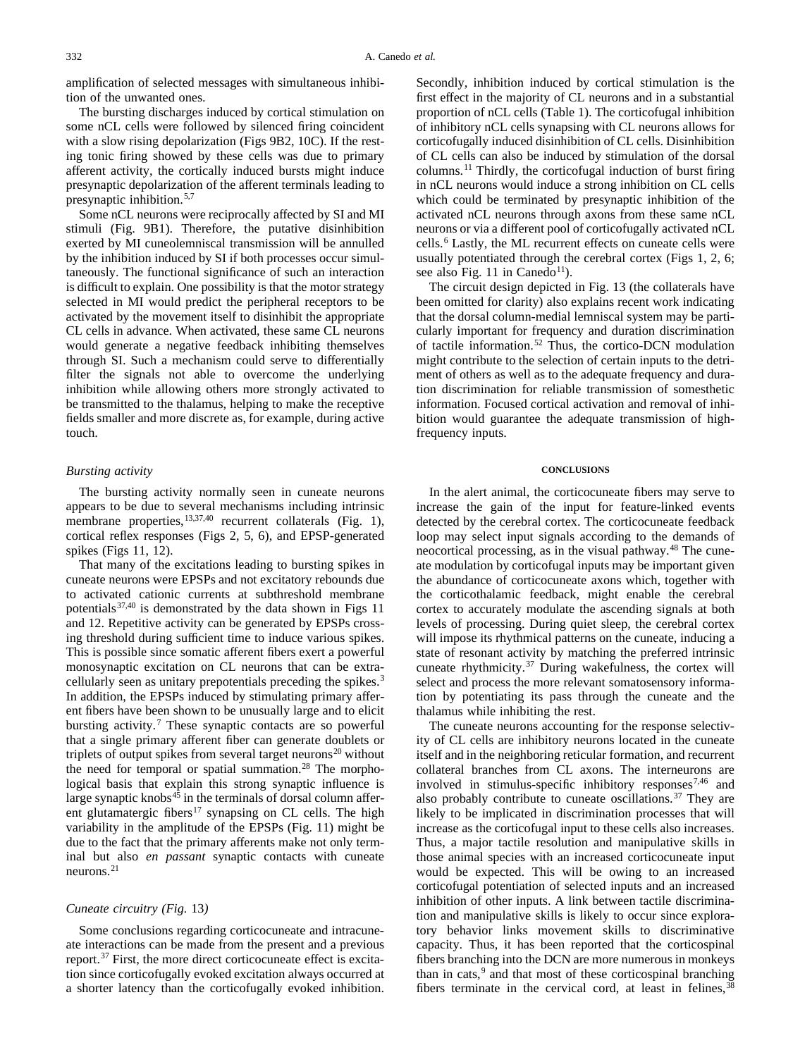amplification of selected messages with simultaneous inhibition of the unwanted ones.

The bursting discharges induced by cortical stimulation on some nCL cells were followed by silenced firing coincident with a slow rising depolarization (Figs 9B2, 10C). If the resting tonic firing showed by these cells was due to primary afferent activity, the cortically induced bursts might induce presynaptic depolarization of the afferent terminals leading to presynaptic inhibition.[5,7]

Some nCL neurons were reciprocally affected by SI and MI stimuli (Fig. 9B1). Therefore, the putative disinhibition exerted by MI cuneolemniscal transmission will be annulled by the inhibition induced by SI if both processes occur simultaneously. The functional significance of such an interaction is difficult to explain. One possibility is that the motor strategy selected in MI would predict the peripheral receptors to be activated by the movement itself to disinhibit the appropriate CL cells in advance. When activated, these same CL neurons would generate a negative feedback inhibiting themselves through SI. Such a mechanism could serve to differentially filter the signals not able to overcome the underlying inhibition while allowing others more strongly activated to be transmitted to the thalamus, helping to make the receptive fields smaller and more discrete as, for example, during active touch.

### *Bursting activity*

The bursting activity normally seen in cuneate neurons appears to be due to several mechanisms including intrinsic membrane properties,[13,37,40] recurrent collaterals (Fig. 1), cortical reflex responses (Figs 2, 5, 6), and EPSP-generated spikes (Figs 11, 12).

That many of the excitations leading to bursting spikes in cuneate neurons were EPSPs and not excitatory rebounds due to activated cationic currents at subthreshold membrane potentials[37,40] is demonstrated by the data shown in Figs 11 and 12. Repetitive activity can be generated by EPSPs crossing threshold during sufficient time to induce various spikes. This is possible since somatic afferent fibers exert a powerful monosynaptic excitation on CL neurons that can be extracellularly seen as unitary prepotentials preceding the spikes.[3] In addition, the EPSPs induced by stimulating primary afferent fibers have been shown to be unusually large and to elicit bursting activity.[7] These synaptic contacts are so powerful that a single primary afferent fiber can generate doublets or triplets of output spikes from several target neurons[20] without the need for temporal or spatial summation.[28] The morphological basis that explain this strong synaptic influence is large synaptic knobs[45] in the terminals of dorsal column afferent glutamatergic fibers[17] synapsing on CL cells. The high variability in the amplitude of the EPSPs (Fig. 11) might be due to the fact that the primary afferents make not only terminal but also *en passant* synaptic contacts with cuneate neurons.[21]

### *Cuneate circuitry (Fig. 13)*

Some conclusions regarding corticocuneate and intracuneate interactions can be made from the present and a previous report.[37] First, the more direct corticocuneate effect is excitation since corticofugally evoked excitation always occurred at a shorter latency than the corticofugally evoked inhibition. Secondly, inhibition induced by cortical stimulation is the first effect in the majority of CL neurons and in a substantial proportion of nCL cells (Table 1). The corticofugal inhibition of inhibitory nCL cells synapsing with CL neurons allows for corticofugally induced disinhibition of CL cells. Disinhibition of CL cells can also be induced by stimulation of the dorsal columns.[11] Thirdly, the corticofugal induction of burst firing in nCL neurons would induce a strong inhibition on CL cells which could be terminated by presynaptic inhibition of the activated nCL neurons through axons from these same nCL neurons or via a different pool of corticofugally activated nCL cells.[6] Lastly, the ML recurrent effects on cuneate cells were usually potentiated through the cerebral cortex (Figs 1, 2, 6; see also Fig. 11 in Canedo[11]).

The circuit design depicted in Fig. 13 (the collaterals have been omitted for clarity) also explains recent work indicating that the dorsal column-medial lemniscal system may be particularly important for frequency and duration discrimination of tactile information.[52] Thus, the cortico-DCN modulation might contribute to the selection of certain inputs to the detriment of others as well as to the adequate frequency and duration discrimination for reliable transmission of somesthetic information. Focused cortical activation and removal of inhibition would guarantee the adequate transmission of high-frequency inputs.

## CONCLUSIONS

In the alert animal, the corticocuneate fibers may serve to increase the gain of the input for feature-linked events detected by the cerebral cortex. The corticocuneate feedback loop may select input signals according to the demands of neocortical processing, as in the visual pathway.[48] The cuneate modulation by corticofugal inputs may be important given the abundance of corticocuneate axons which, together with the corticothalamic feedback, might enable the cerebral cortex to accurately modulate the ascending signals at both levels of processing. During quiet sleep, the cerebral cortex will impose its rhythmical patterns on the cuneate, inducing a state of resonant activity by matching the preferred intrinsic cuneate rhythmicity.[37] During wakefulness, the cortex will select and process the more relevant somatosensory information by potentiating its pass through the cuneate and the thalamus while inhibiting the rest.

The cuneate neurons accounting for the response selectivity of CL cells are inhibitory neurons located in the cuneate itself and in the neighboring reticular formation, and recurrent collateral branches from CL axons. The interneurons are involved in stimulus-specific inhibitory responses[7,46] and also probably contribute to cuneate oscillations.[37] They are likely to be implicated in discrimination processes that will increase as the corticofugal input to these cells also increases. Thus, a major tactile resolution and manipulative skills in those animal species with an increased corticocuneate input would be expected. This will be owing to an increased corticofugal potentiation of selected inputs and an increased inhibition of other inputs. A link between tactile discrimination and manipulative skills is likely to occur since exploratory behavior links movement skills to discriminative capacity. Thus, it has been reported that the corticospinal fibers branching into the DCN are more numerous in monkeys than in cats,[9] and that most of these corticospinal branching fibers terminate in the cervical cord, at least in felines,[38]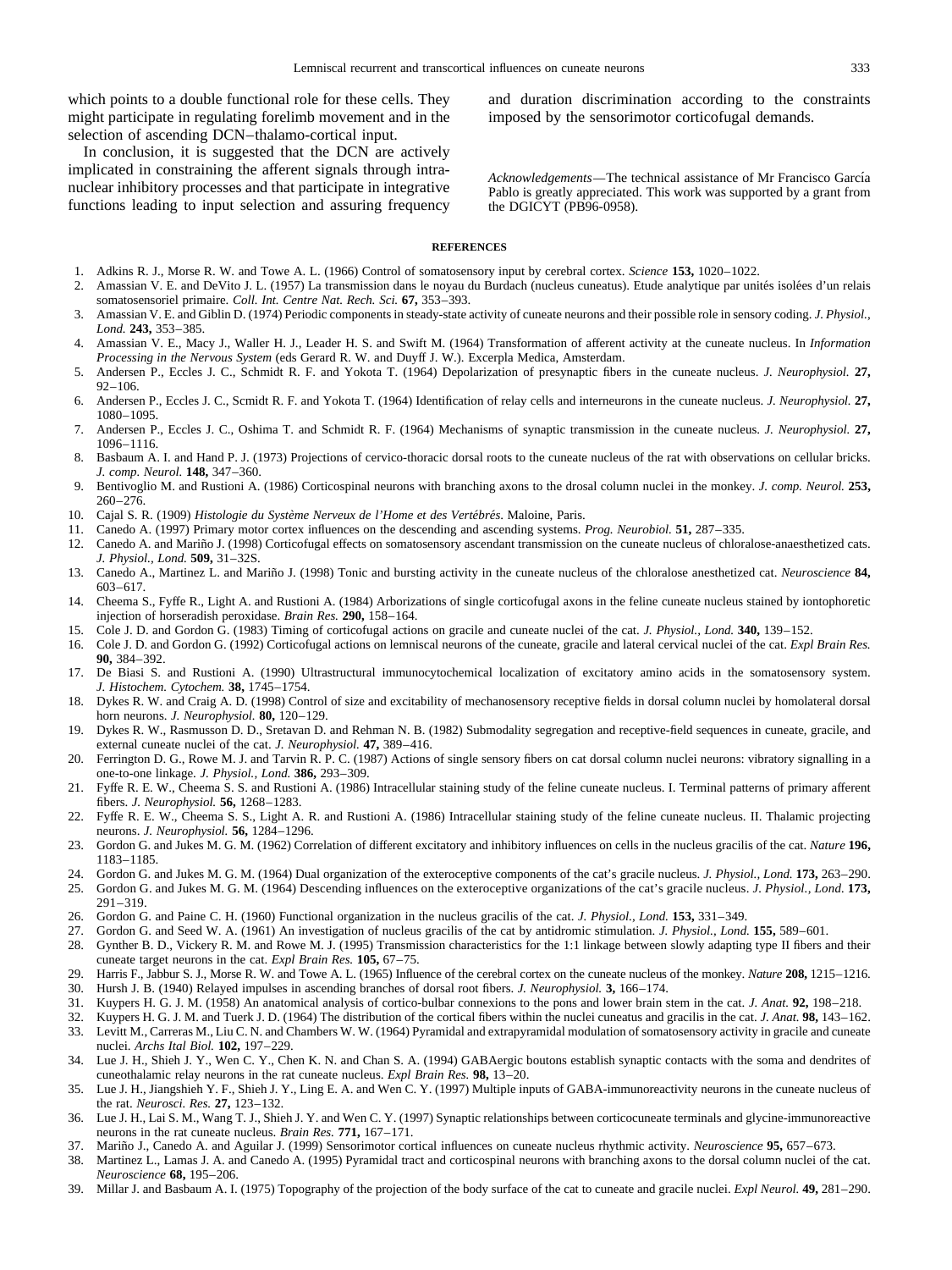which points to a double functional role for these cells. They might participate in regulating forelimb movement and in the selection of ascending DCN–thalamo-cortical input.

In conclusion, it is suggested that the DCN are actively implicated in constraining the afferent signals through intranuclear inhibitory processes and that participate in integrative functions leading to input selection and assuring frequency and duration discrimination according to the constraints imposed by the sensorimotor corticofugal demands.

*Acknowledgements*—The technical assistance of Mr Francisco García Pablo is greatly appreciated. This work was supported by a grant from the DGICYT (PB96-0958).

## REFERENCES

1. Adkins R. J., Morse R. W. and Towe A. L. (1966) Control of somatosensory input by cerebral cortex. *Science* **153,** 1020–1022.
2. Amassian V. E. and DeVito J. L. (1957) La transmission dans le noyau du Burdach (nucleus cuneatus). Etude analytique par unités isolées d'un relais somatosensoriel primaire. *Coll. Int. Centre Nat. Rech. Sci.* **67,** 353–393.
3. Amassian V. E. and Giblin D. (1974) Periodic components in steady-state activity of cuneate neurons and their possible role in sensory coding. *J. Physiol., Lond.* **243,** 353–385.
4. Amassian V. E., Macy J., Waller H. J., Leader H. S. and Swift M. (1964) Transformation of afferent activity at the cuneate nucleus. In *Information Processing in the Nervous System* (eds Gerard R. W. and Duyff J. W.). Excerpla Medica, Amsterdam.
5. Andersen P., Eccles J. C., Schmidt R. F. and Yokota T. (1964) Depolarization of presynaptic fibers in the cuneate nucleus. *J. Neurophysiol.* **27,** 92–106.
6. Andersen P., Eccles J. C., Scmidt R. F. and Yokota T. (1964) Identification of relay cells and interneurons in the cuneate nucleus. *J. Neurophysiol.* **27,** 1080–1095.
7. Andersen P., Eccles J. C., Oshima T. and Schmidt R. F. (1964) Mechanisms of synaptic transmission in the cuneate nucleus. *J. Neurophysiol.* **27,** 1096–1116.
8. Basbaum A. I. and Hand P. J. (1973) Projections of cervico-thoracic dorsal roots to the cuneate nucleus of the rat with observations on cellular bricks. *J. comp. Neurol.* **148,** 347–360.
9. Bentivoglio M. and Rustioni A. (1986) Corticospinal neurons with branching axons to the drosal column nuclei in the monkey. *J. comp. Neurol.* **253,** 260–276.
10. Cajal S. R. (1909) *Histologie du Système Nerveux de l'Home et des Vertébrés.* Maloine, Paris.
11. Canedo A. (1997) Primary motor cortex influences on the descending and ascending systems. *Prog. Neurobiol.* **51,** 287–335.
12. Canedo A. and Mariño J. (1998) Corticofugal effects on somatosensory ascendant transmission on the cuneate nucleus of chloralose-anaesthetized cats. *J. Physiol., Lond.* **509,** 31–32S.
13. Canedo A., Martinez L. and Mariño J. (1998) Tonic and bursting activity in the cuneate nucleus of the chloralose anesthetized cat. *Neuroscience* **84,** 603–617.
14. Cheema S., Fyffe R., Light A. and Rustioni A. (1984) Arborizations of single corticofugal axons in the feline cuneate nucleus stained by iontophoretic injection of horseradish peroxidase. *Brain Res.* **290,** 158–164.
15. Cole J. D. and Gordon G. (1983) Timing of corticofugal actions on gracile and cuneate nuclei of the cat. *J. Physiol., Lond.* **340,** 139–152.
16. Cole J. D. and Gordon G. (1992) Corticofugal actions on lemniscal neurons of the cuneate, gracile and lateral cervical nuclei of the cat. *Expl Brain Res.* **90,** 384–392.
17. De Biasi S. and Rustioni A. (1990) Ultrastructural immunocytochemical localization of excitatory amino acids in the somatosensory system. *J. Histochem. Cytochem.* **38,** 1745–1754.
18. Dykes R. W. and Craig A. D. (1998) Control of size and excitability of mechanosensory receptive fields in dorsal column nuclei by homolateral dorsal horn neurons. *J. Neurophysiol.* **80,** 120–129.
19. Dykes R. W., Rasmusson D. D., Sretavan D. and Rehman N. B. (1982) Submodality segregation and receptive-field sequences in cuneate, gracile, and external cuneate nuclei of the cat. *J. Neurophysiol.* **47,** 389–416.
20. Ferrington D. G., Rowe M. J. and Tarvin R. P. C. (1987) Actions of single sensory fibers on cat dorsal column nuclei neurons: vibratory signalling in a one-to-one linkage. *J. Physiol., Lond.* **386,** 293–309.
21. Fyffe R. E. W., Cheema S. S. and Rustioni A. (1986) Intracellular staining study of the feline cuneate nucleus. I. Terminal patterns of primary afferent fibers. *J. Neurophysiol.* **56,** 1268–1283.
22. Fyffe R. E. W., Cheema S. S., Light A. R. and Rustioni A. (1986) Intracellular staining study of the feline cuneate nucleus. II. Thalamic projecting neurons. *J. Neurophysiol.* **56,** 1284–1296.
23. Gordon G. and Jukes M. G. M. (1962) Correlation of different excitatory and inhibitory influences on cells in the nucleus gracilis of the cat. *Nature* **196,** 1183–1185.
24. Gordon G. and Jukes M. G. M. (1964) Dual organization of the exteroceptive components of the cat's gracile nucleus. *J. Physiol., Lond.* **173,** 263–290.
25. Gordon G. and Jukes M. G. M. (1964) Descending influences on the exteroceptive organizations of the cat's gracile nucleus. *J. Physiol., Lond.* **173,** 291–319.
26. Gordon G. and Paine C. H. (1960) Functional organization in the nucleus gracilis of the cat. *J. Physiol., Lond.* **153,** 331–349.
27. Gordon G. and Seed W. A. (1961) An investigation of nucleus gracilis of the cat by antidromic stimulation. *J. Physiol., Lond.* **155,** 589–601.
28. Gynther B. D., Vickery R. M. and Rowe M. J. (1995) Transmission characteristics for the 1:1 linkage between slowly adapting type II fibers and their cuneate target neurons in the cat. *Expl Brain Res.* **105,** 67–75.
29. Harris F., Jabbur S. J., Morse R. W. and Towe A. L. (1965) Influence of the cerebral cortex on the cuneate nucleus of the monkey. *Nature* **208,** 1215–1216.
30. Hursh J. B. (1940) Relayed impulses in ascending branches of dorsal root fibers. *J. Neurophysiol.* **3,** 166–174.
31. Kuypers H. G. J. M. (1958) An anatomical analysis of cortico-bulbar connexions to the pons and lower brain stem in the cat. *J. Anat.* **92,** 198–218.
32. Kuypers H. G. J. M. and Tuerk J. D. (1964) The distribution of the cortical fibers within the nuclei cuneatus and gracilis in the cat. *J. Anat.* **98,** 143–162.
33. Levitt M., Carreras M., Liu C. N. and Chambers W. W. (1964) Pyramidal and extrapyramidal modulation of somatosensory activity in gracile and cuneate nuclei. *Archs Ital Biol.* **102,** 197–229.
34. Lue J. H., Shieh J. Y., Wen C. Y., Chen K. N. and Chan S. A. (1994) GABAergic boutons establish synaptic contacts with the soma and dendrites of cuneothalamic relay neurons in the rat cuneate nucleus. *Expl Brain Res.* **98,** 13–20.
35. Lue J. H., Jiangshieh Y. F., Shieh J. Y., Ling E. A. and Wen C. Y. (1997) Multiple inputs of GABA-immunoreactivity neurons in the cuneate nucleus of the rat. *Neurosci. Res.* **27,** 123–132.
36. Lue J. H., Lai S. M., Wang T. J., Shieh J. Y. and Wen C. Y. (1997) Synaptic relationships between corticocuneate terminals and glycine-immunoreactive neurons in the rat cuneate nucleus. *Brain Res.* **771,** 167–171.
37. Mariño J., Canedo A. and Aguilar J. (1999) Sensorimotor cortical influences on cuneate nucleus rhythmic activity. *Neuroscience* **95,** 657–673.
38. Martinez L., Lamas J. A. and Canedo A. (1995) Pyramidal tract and corticospinal neurons with branching axons to the dorsal column nuclei of the cat. *Neuroscience* **68,** 195–206.
39. Millar J. and Basbaum A. I. (1975) Topography of the projection of the body surface of the cat to cuneate and gracile nuclei. *Expl Neurol.* **49,** 281–290.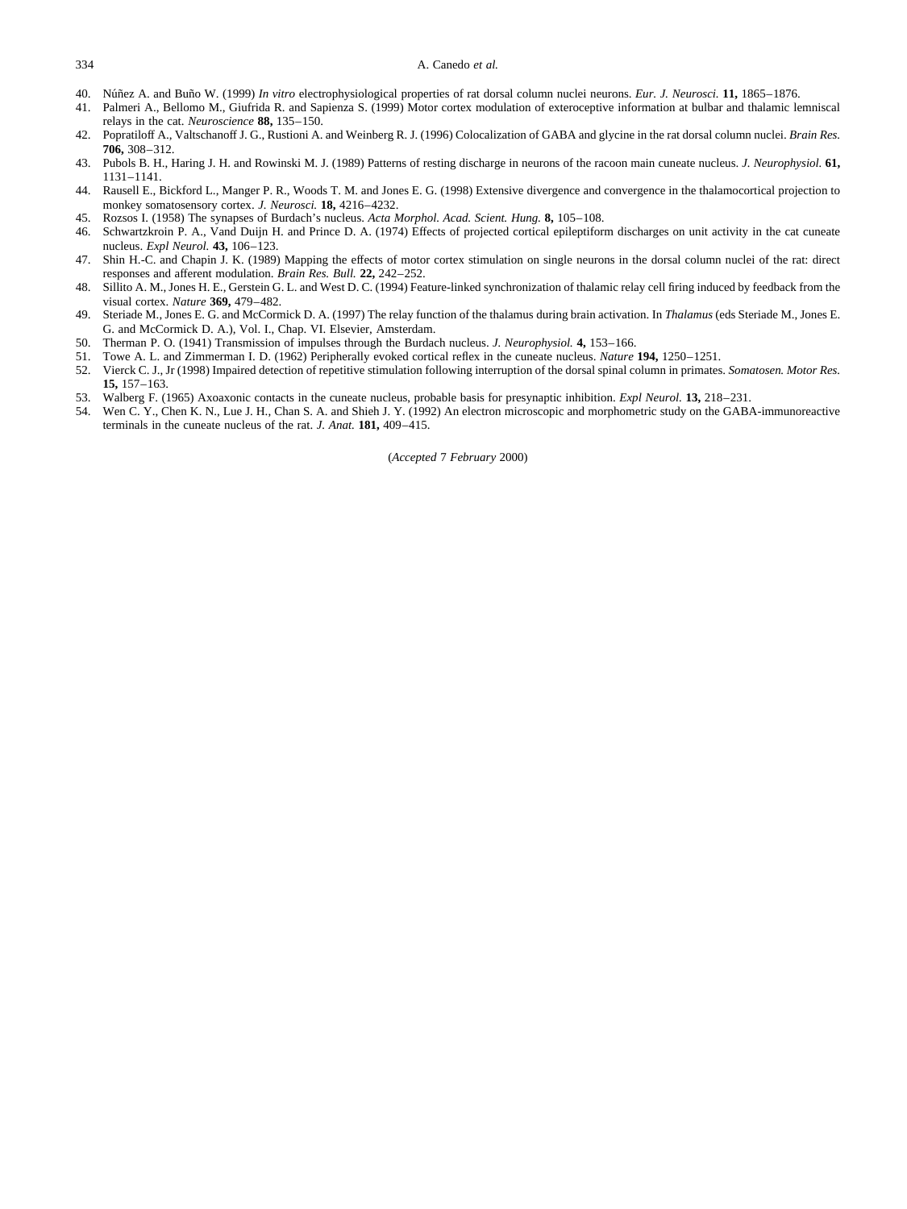40. Núñez A. and Buño W. (1999) *In vitro* electrophysiological properties of rat dorsal column nuclei neurons. *Eur. J. Neurosci.* **11,** 1865–1876.
41. Palmeri A., Bellomo M., Giufrida R. and Sapienza S. (1999) Motor cortex modulation of exteroceptive information at bulbar and thalamic lemniscal relays in the cat. *Neuroscience* **88,** 135–150.
42. Popratiloff A., Valtschanoff J. G., Rustioni A. and Weinberg R. J. (1996) Colocalization of GABA and glycine in the rat dorsal column nuclei. *Brain Res.* **706,** 308–312.
43. Pubols B. H., Haring J. H. and Rowinski M. J. (1989) Patterns of resting discharge in neurons of the racoon main cuneate nucleus. *J. Neurophysiol.* **61,** 1131–1141.
44. Rausell E., Bickford L., Manger P. R., Woods T. M. and Jones E. G. (1998) Extensive divergence and convergence in the thalamocortical projection to monkey somatosensory cortex. *J. Neurosci.* **18,** 4216–4232.
45. Rozsos I. (1958) The synapses of Burdach's nucleus. *Acta Morphol. Acad. Scient. Hung.* **8,** 105–108.
46. Schwartzkroin P. A., Vand Duijn H. and Prince D. A. (1974) Effects of projected cortical epileptiform discharges on unit activity in the cat cuneate nucleus. *Expl Neurol.* **43,** 106–123.
47. Shin H.-C. and Chapin J. K. (1989) Mapping the effects of motor cortex stimulation on single neurons in the dorsal column nuclei of the rat: direct responses and afferent modulation. *Brain Res. Bull.* **22,** 242–252.
48. Sillito A. M., Jones H. E., Gerstein G. L. and West D. C. (1994) Feature-linked synchronization of thalamic relay cell firing induced by feedback from the visual cortex. *Nature* **369,** 479–482.
49. Steriade M., Jones E. G. and McCormick D. A. (1997) The relay function of the thalamus during brain activation. In *Thalamus* (eds Steriade M., Jones E. G. and McCormick D. A.), Vol. I., Chap. VI. Elsevier, Amsterdam.
50. Therman P. O. (1941) Transmission of impulses through the Burdach nucleus. *J. Neurophysiol.* **4,** 153–166.
51. Towe A. L. and Zimmerman I. D. (1962) Peripherally evoked cortical reflex in the cuneate nucleus. *Nature* **194,** 1250–1251.
52. Vierck C. J., Jr (1998) Impaired detection of repetitive stimulation following interruption of the dorsal spinal column in primates. *Somatosen. Motor Res.* **15,** 157–163.
53. Walberg F. (1965) Axoaxonic contacts in the cuneate nucleus, probable basis for presynaptic inhibition. *Expl Neurol.* **13,** 218–231.
54. Wen C. Y., Chen K. N., Lue J. H., Chan S. A. and Shieh J. Y. (1992) An electron microscopic and morphometric study on the GABA-immunoreactive terminals in the cuneate nucleus of the rat. *J. Anat.* **181,** 409–415.

(*Accepted* 7 *February* 2000)